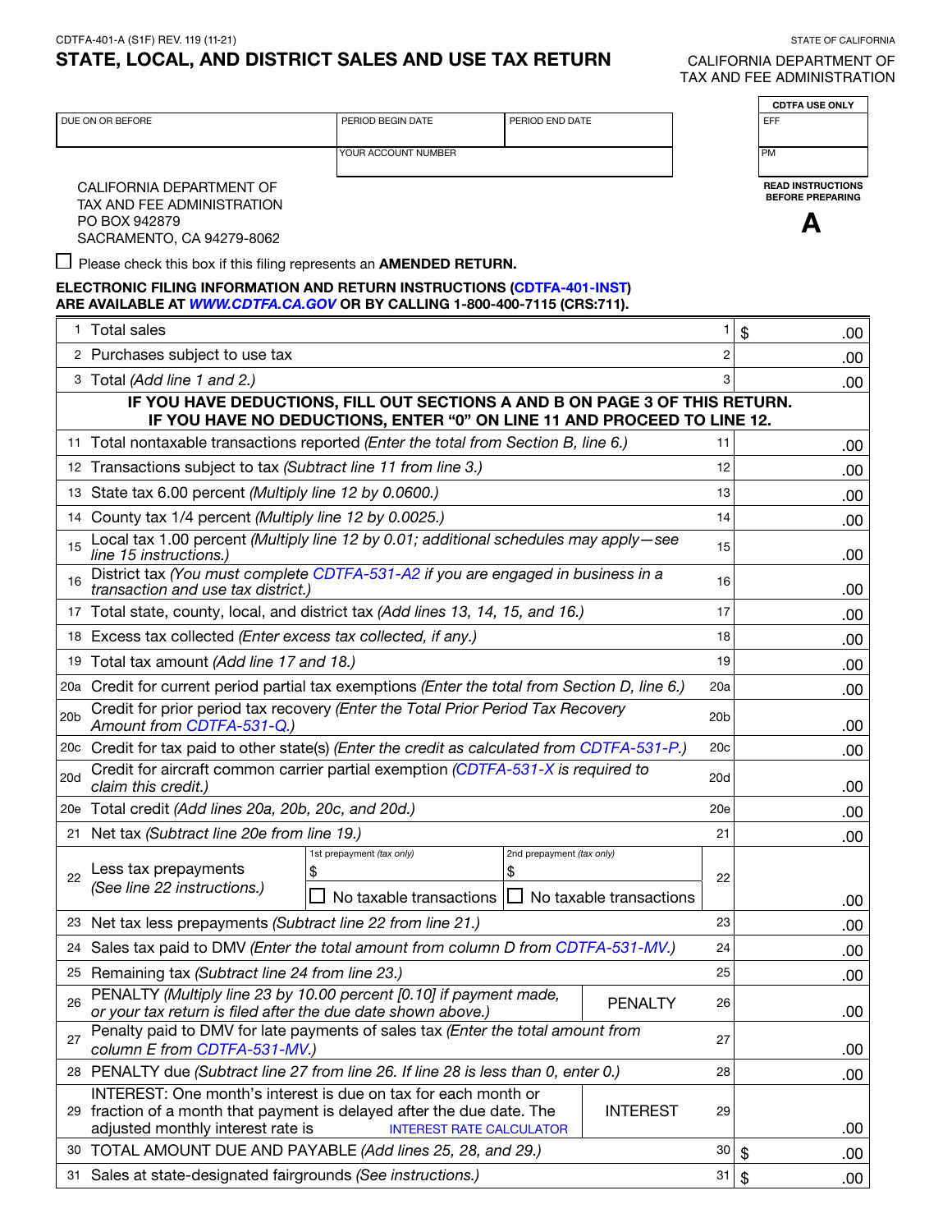CDTFA-401-A (S1F) REV. 119 (11-21)

STATE OF CALIFORNIA

# STATE, LOCAL, AND DISTRICT SALES AND USE TAX RETURN

CALIFORNIA DEPARTMENT OF TAX AND FEE ADMINISTRATION

| DUE ON OR BEFORE | PERIOD BEGIN DATE | PERIOD END DATE |
|---|---|---|
| | YOUR ACCOUNT NUMBER | |

| CDTFA USE ONLY |
|---|
| EFF |
| PM |

**READ INSTRUCTIONS BEFORE PREPARING**

**A**

CALIFORNIA DEPARTMENT OF
TAX AND FEE ADMINISTRATION
PO BOX 942879
SACRAMENTO, CA 94279-8062

☐ Please check this box if this filing represents an **AMENDED RETURN.**

**ELECTRONIC FILING INFORMATION AND RETURN INSTRUCTIONS (CDTFA-401-INST) ARE AVAILABLE AT *WWW.CDTFA.CA.GOV* OR BY CALLING 1-800-400-7115 (CRS:711).**

| | | | | |
|---|---|---|---|---|
| 1 | Total sales | | 1 | $ .00 |
| 2 | Purchases subject to use tax | | 2 | .00 |
| 3 | Total *(Add line 1 and 2.)* | | 3 | .00 |
| | **IF YOU HAVE DEDUCTIONS, FILL OUT SECTIONS A AND B ON PAGE 3 OF THIS RETURN. IF YOU HAVE NO DEDUCTIONS, ENTER "0" ON LINE 11 AND PROCEED TO LINE 12.** | | | |
| 11 | Total nontaxable transactions reported *(Enter the total from Section B, line 6.)* | | 11 | .00 |
| 12 | Transactions subject to tax *(Subtract line 11 from line 3.)* | | 12 | .00 |
| 13 | State tax 6.00 percent *(Multiply line 12 by 0.0600.)* | | 13 | .00 |
| 14 | County tax 1/4 percent *(Multiply line 12 by 0.0025.)* | | 14 | .00 |
| 15 | Local tax 1.00 percent *(Multiply line 12 by 0.01; additional schedules may apply—see line 15 instructions.)* | | 15 | .00 |
| 16 | District tax *(You must complete CDTFA-531-A2 if you are engaged in business in a transaction and use tax district.)* | | 16 | .00 |
| 17 | Total state, county, local, and district tax *(Add lines 13, 14, 15, and 16.)* | | 17 | .00 |
| 18 | Excess tax collected *(Enter excess tax collected, if any.)* | | 18 | .00 |
| 19 | Total tax amount *(Add line 17 and 18.)* | | 19 | .00 |
| 20a | Credit for current period partial tax exemptions *(Enter the total from Section D, line 6.)* | | 20a | .00 |
| 20b | Credit for prior period tax recovery *(Enter the Total Prior Period Tax Recovery Amount from CDTFA-531-Q.)* | | 20b | .00 |
| 20c | Credit for tax paid to other state(s) *(Enter the credit as calculated from CDTFA-531-P.)* | | 20c | .00 |
| 20d | Credit for aircraft common carrier partial exemption *(CDTFA-531-X is required to claim this credit.)* | | 20d | .00 |
| 20e | Total credit *(Add lines 20a, 20b, 20c, and 20d.)* | | 20e | .00 |
| 21 | Net tax *(Subtract line 20e from line 19.)* | | 21 | .00 |
| 22 | Less tax prepayments *(See line 22 instructions.)* | 1st prepayment *(tax only)* $ ☐ No taxable transactions / 2nd prepayment *(tax only)* $ ☐ No taxable transactions | 22 | .00 |
| 23 | Net tax less prepayments *(Subtract line 22 from line 21.)* | | 23 | .00 |
| 24 | Sales tax paid to DMV *(Enter the total amount from column D from CDTFA-531-MV.)* | | 24 | .00 |
| 25 | Remaining tax *(Subtract line 24 from line 23.)* | | 25 | .00 |
| 26 | PENALTY *(Multiply line 23 by 10.00 percent [0.10] if payment made, or your tax return is filed after the due date shown above.)* | PENALTY | 26 | .00 |
| 27 | Penalty paid to DMV for late payments of sales tax *(Enter the total amount from column E from CDTFA-531-MV.)* | | 27 | .00 |
| 28 | PENALTY due *(Subtract line 27 from line 26. If line 28 is less than 0, enter 0.)* | | 28 | .00 |
| 29 | INTEREST: One month's interest is due on tax for each month or fraction of a month that payment is delayed after the due date. The adjusted monthly interest rate is INTEREST RATE CALCULATOR | INTEREST | 29 | .00 |
| 30 | TOTAL AMOUNT DUE AND PAYABLE *(Add lines 25, 28, and 29.)* | | 30 | $ .00 |
| 31 | Sales at state-designated fairgrounds *(See instructions.)* | | 31 | $ .00 |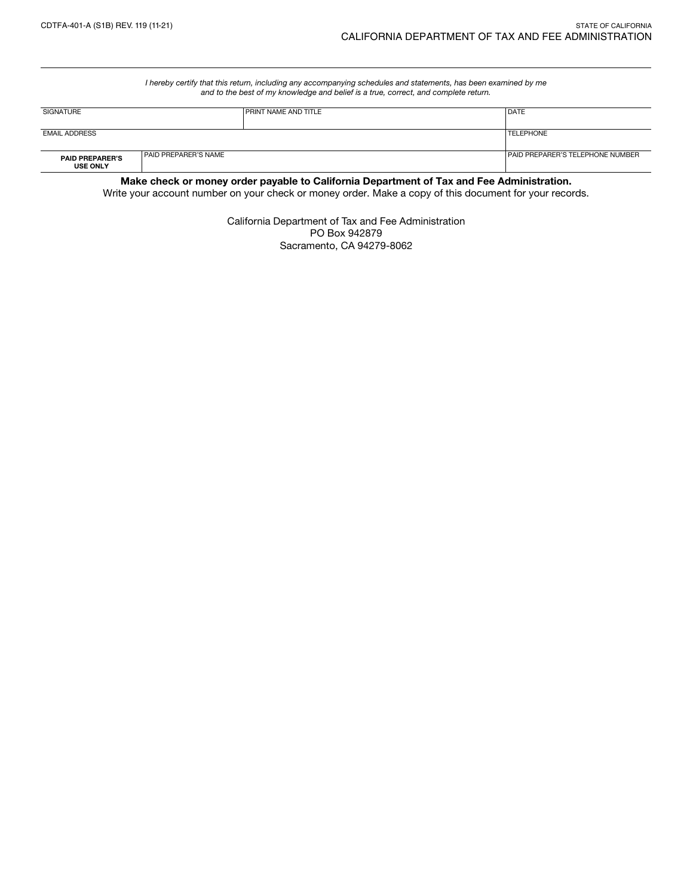CDTFA-401-A (S1B) REV. 119 (11-21)

STATE OF CALIFORNIA
CALIFORNIA DEPARTMENT OF TAX AND FEE ADMINISTRATION

*I hereby certify that this return, including any accompanying schedules and statements, has been examined by me and to the best of my knowledge and belief is a true, correct, and complete return.*

| SIGNATURE | | PRINT NAME AND TITLE | DATE |
|---|---|---|---|
| EMAIL ADDRESS | | | TELEPHONE |
| **PAID PREPARER'S USE ONLY** | PAID PREPARER'S NAME | | PAID PREPARER'S TELEPHONE NUMBER |

**Make check or money order payable to California Department of Tax and Fee Administration.**
Write your account number on your check or money order. Make a copy of this document for your records.

California Department of Tax and Fee Administration
PO Box 942879
Sacramento, CA 94279-8062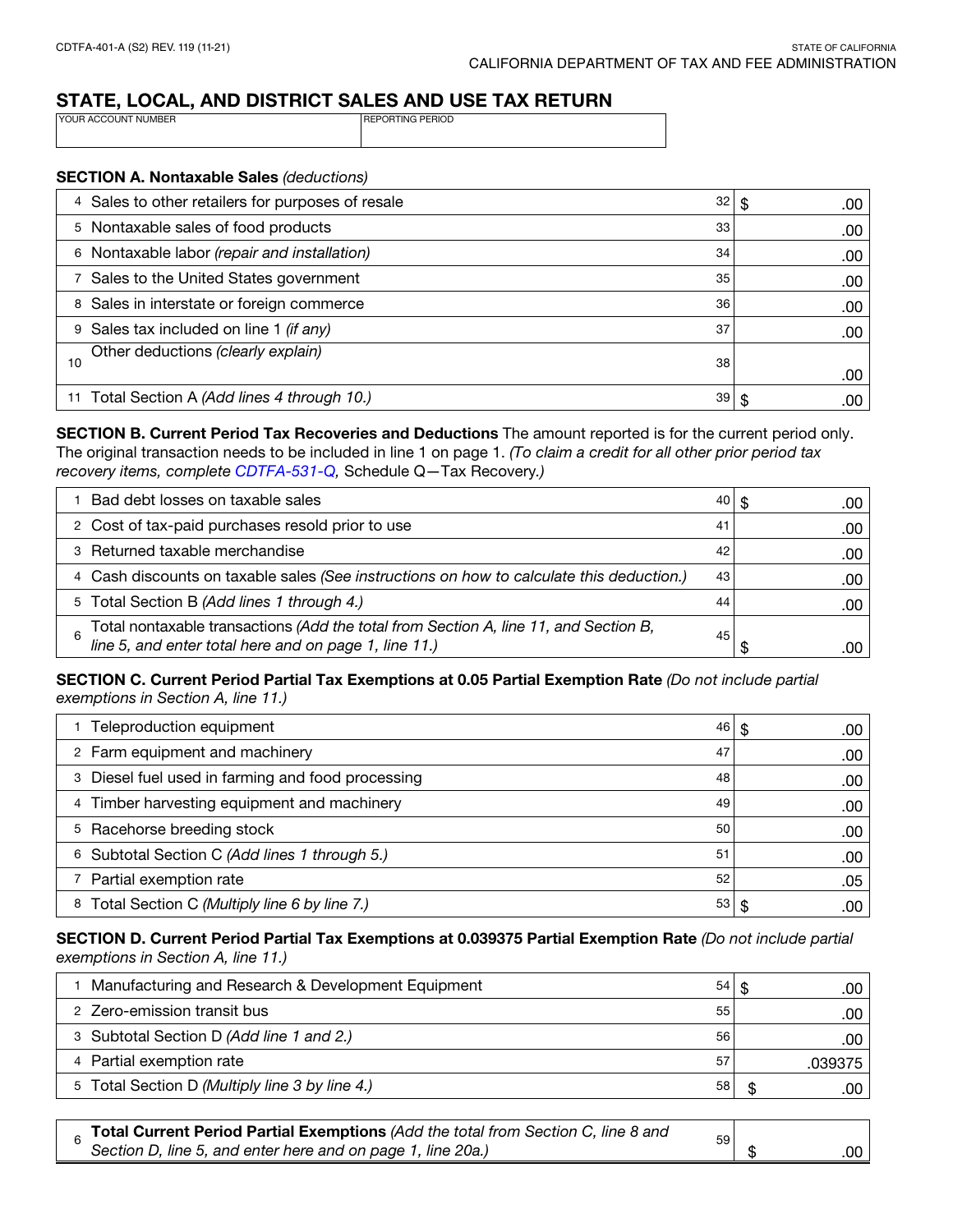CDTFA-401-A (S2) REV. 119 (11-21)

STATE OF CALIFORNIA
CALIFORNIA DEPARTMENT OF TAX AND FEE ADMINISTRATION

## STATE, LOCAL, AND DISTRICT SALES AND USE TAX RETURN

| YOUR ACCOUNT NUMBER | REPORTING PERIOD |
|---|---|
| | |

**SECTION A. Nontaxable Sales** *(deductions)*

| | | | |
|---|---|---|---|
| 4 | Sales to other retailers for purposes of resale | 32 | $ .00 |
| 5 | Nontaxable sales of food products | 33 | .00 |
| 6 | Nontaxable labor *(repair and installation)* | 34 | .00 |
| 7 | Sales to the United States government | 35 | .00 |
| 8 | Sales in interstate or foreign commerce | 36 | .00 |
| 9 | Sales tax included on line 1 *(if any)* | 37 | .00 |
| 10 | Other deductions *(clearly explain)* | 38 | .00 |
| 11 | Total Section A *(Add lines 4 through 10.)* | 39 | $ .00 |

**SECTION B. Current Period Tax Recoveries and Deductions** The amount reported is for the current period only. The original transaction needs to be included in line 1 on page 1. *(To claim a credit for all other prior period tax recovery items, complete CDTFA-531-Q,* Schedule Q—Tax Recovery.*)*

| | | | |
|---|---|---|---|
| 1 | Bad debt losses on taxable sales | 40 | $ .00 |
| 2 | Cost of tax-paid purchases resold prior to use | 41 | .00 |
| 3 | Returned taxable merchandise | 42 | .00 |
| 4 | Cash discounts on taxable sales *(See instructions on how to calculate this deduction.)* | 43 | .00 |
| 5 | Total Section B *(Add lines 1 through 4.)* | 44 | .00 |
| 6 | Total nontaxable transactions *(Add the total from Section A, line 11, and Section B, line 5, and enter total here and on page 1, line 11.)* | 45 | $ .00 |

**SECTION C. Current Period Partial Tax Exemptions at 0.05 Partial Exemption Rate** *(Do not include partial exemptions in Section A, line 11.)*

| | | | |
|---|---|---|---|
| 1 | Teleproduction equipment | 46 | $ .00 |
| 2 | Farm equipment and machinery | 47 | .00 |
| 3 | Diesel fuel used in farming and food processing | 48 | .00 |
| 4 | Timber harvesting equipment and machinery | 49 | .00 |
| 5 | Racehorse breeding stock | 50 | .00 |
| 6 | Subtotal Section C *(Add lines 1 through 5.)* | 51 | .00 |
| 7 | Partial exemption rate | 52 | .05 |
| 8 | Total Section C *(Multiply line 6 by line 7.)* | 53 | $ .00 |

**SECTION D. Current Period Partial Tax Exemptions at 0.039375 Partial Exemption Rate** *(Do not include partial exemptions in Section A, line 11.)*

| | | | |
|---|---|---|---|
| 1 | Manufacturing and Research & Development Equipment | 54 | $ .00 |
| 2 | Zero-emission transit bus | 55 | .00 |
| 3 | Subtotal Section D *(Add line 1 and 2.)* | 56 | .00 |
| 4 | Partial exemption rate | 57 | .039375 |
| 5 | Total Section D *(Multiply line 3 by line 4.)* | 58 | $ .00 |

| | | | |
|---|---|---|---|
| 6 | **Total Current Period Partial Exemptions** *(Add the total from Section C, line 8 and Section D, line 5, and enter here and on page 1, line 20a.)* | 59 | $ .00 |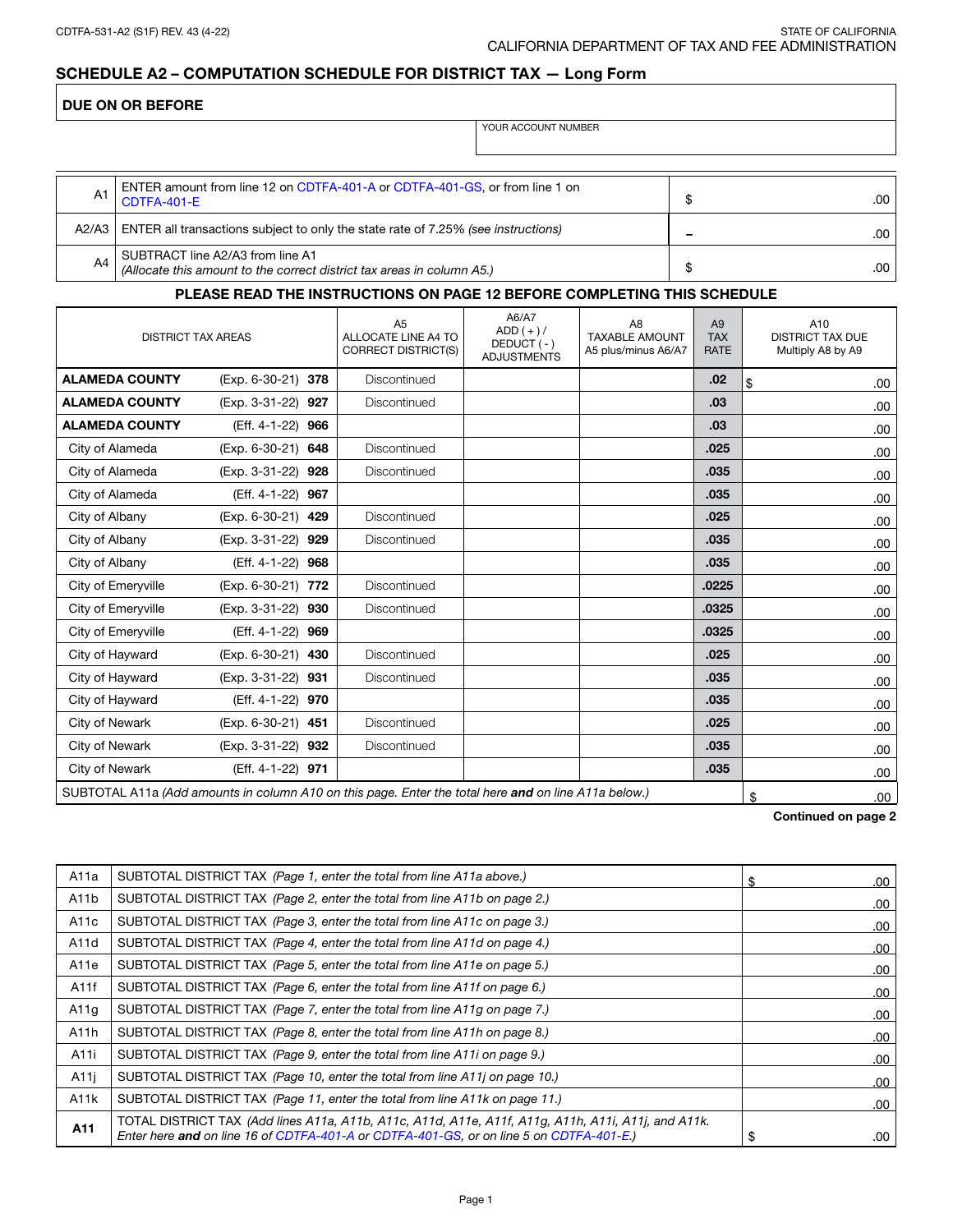CDTFA-531-A2 (S1F) REV. 43 (4-22)

STATE OF CALIFORNIA
CALIFORNIA DEPARTMENT OF TAX AND FEE ADMINISTRATION

## SCHEDULE A2 – COMPUTATION SCHEDULE FOR DISTRICT TAX — Long Form

**DUE ON OR BEFORE**

YOUR ACCOUNT NUMBER

| | | |
|---|---|---|
| A1 | ENTER amount from line 12 on CDTFA-401-A or CDTFA-401-GS, or from line 1 on CDTFA-401-E | $ .00 |
| A2/A3 | ENTER all transactions subject to only the state rate of 7.25% *(see instructions)* | – .00 |
| A4 | SUBTRACT line A2/A3 from line A1 *(Allocate this amount to the correct district tax areas in column A5.)* | $ .00 |

**PLEASE READ THE INSTRUCTIONS ON PAGE 12 BEFORE COMPLETING THIS SCHEDULE**

| DISTRICT TAX AREAS | A5 ALLOCATE LINE A4 TO CORRECT DISTRICT(S) | A6/A7 ADD ( + ) / DEDUCT ( - ) ADJUSTMENTS | A8 TAXABLE AMOUNT A5 plus/minus A6/A7 | A9 TAX RATE | A10 DISTRICT TAX DUE Multiply A8 by A9 |
|---|---|---|---|---|---|
| **ALAMEDA COUNTY** (Exp. 6-30-21) **378** | Discontinued | | | **.02** | $ .00 |
| **ALAMEDA COUNTY** (Exp. 3-31-22) **927** | Discontinued | | | **.03** | .00 |
| **ALAMEDA COUNTY** (Eff. 4-1-22) **966** | | | | **.03** | .00 |
| City of Alameda (Exp. 6-30-21) **648** | Discontinued | | | **.025** | .00 |
| City of Alameda (Exp. 3-31-22) **928** | Discontinued | | | **.035** | .00 |
| City of Alameda (Eff. 4-1-22) **967** | | | | **.035** | .00 |
| City of Albany (Exp. 6-30-21) **429** | Discontinued | | | **.025** | .00 |
| City of Albany (Exp. 3-31-22) **929** | Discontinued | | | **.035** | .00 |
| City of Albany (Eff. 4-1-22) **968** | | | | **.035** | .00 |
| City of Emeryville (Exp. 6-30-21) **772** | Discontinued | | | **.0225** | .00 |
| City of Emeryville (Exp. 3-31-22) **930** | Discontinued | | | **.0325** | .00 |
| City of Emeryville (Eff. 4-1-22) **969** | | | | **.0325** | .00 |
| City of Hayward (Exp. 6-30-21) **430** | Discontinued | | | **.025** | .00 |
| City of Hayward (Exp. 3-31-22) **931** | Discontinued | | | **.035** | .00 |
| City of Hayward (Eff. 4-1-22) **970** | | | | **.035** | .00 |
| City of Newark (Exp. 6-30-21) **451** | Discontinued | | | **.025** | .00 |
| City of Newark (Exp. 3-31-22) **932** | Discontinued | | | **.035** | .00 |
| City of Newark (Eff. 4-1-22) **971** | | | | **.035** | .00 |
| SUBTOTAL A11a *(Add amounts in column A10 on this page. Enter the total here **and** on line A11a below.)* | | | | | $ .00 |

**Continued on page 2**

| | | |
|---|---|---|
| A11a | SUBTOTAL DISTRICT TAX *(Page 1, enter the total from line A11a above.)* | $ .00 |
| A11b | SUBTOTAL DISTRICT TAX *(Page 2, enter the total from line A11b on page 2.)* | .00 |
| A11c | SUBTOTAL DISTRICT TAX *(Page 3, enter the total from line A11c on page 3.)* | .00 |
| A11d | SUBTOTAL DISTRICT TAX *(Page 4, enter the total from line A11d on page 4.)* | .00 |
| A11e | SUBTOTAL DISTRICT TAX *(Page 5, enter the total from line A11e on page 5.)* | .00 |
| A11f | SUBTOTAL DISTRICT TAX *(Page 6, enter the total from line A11f on page 6.)* | .00 |
| A11g | SUBTOTAL DISTRICT TAX *(Page 7, enter the total from line A11g on page 7.)* | .00 |
| A11h | SUBTOTAL DISTRICT TAX *(Page 8, enter the total from line A11h on page 8.)* | .00 |
| A11i | SUBTOTAL DISTRICT TAX *(Page 9, enter the total from line A11i on page 9.)* | .00 |
| A11j | SUBTOTAL DISTRICT TAX *(Page 10, enter the total from line A11j on page 10.)* | .00 |
| A11k | SUBTOTAL DISTRICT TAX *(Page 11, enter the total from line A11k on page 11.)* | .00 |
| **A11** | TOTAL DISTRICT TAX *(Add lines A11a, A11b, A11c, A11d, A11e, A11f, A11g, A11h, A11i, A11j, and A11k. Enter here **and** on line 16 of CDTFA-401-A or CDTFA-401-GS, or on line 5 on CDTFA-401-E.)* | $ .00 |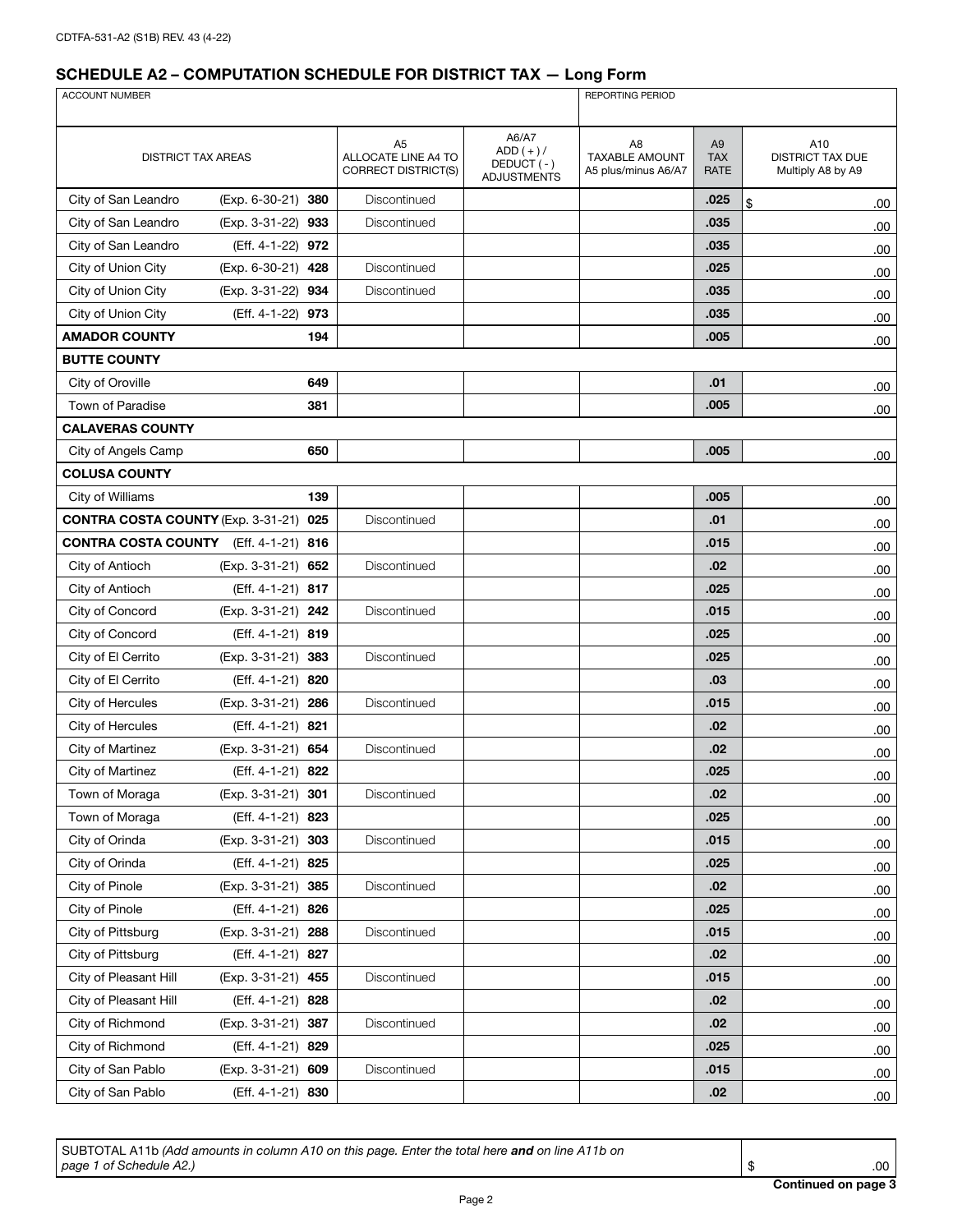CDTFA-531-A2 (S1B) REV. 43 (4-22)

## SCHEDULE A2 – COMPUTATION SCHEDULE FOR DISTRICT TAX — Long Form

| ACCOUNT NUMBER | | | | | REPORTING PERIOD | |
|---|---|---|---|---|---|---|
| DISTRICT TAX AREAS | | A5 ALLOCATE LINE A4 TO CORRECT DISTRICT(S) | A6/A7 ADD ( + ) / DEDUCT ( - ) ADJUSTMENTS | A8 TAXABLE AMOUNT A5 plus/minus A6/A7 | A9 TAX RATE | A10 DISTRICT TAX DUE Multiply A8 by A9 |
| City of San Leandro (Exp. 6-30-21) | **380** | Discontinued | | | **.025** | $ .00 |
| City of San Leandro (Exp. 3-31-22) | **933** | Discontinued | | | **.035** | .00 |
| City of San Leandro (Eff. 4-1-22) | **972** | | | | **.035** | .00 |
| City of Union City (Exp. 6-30-21) | **428** | Discontinued | | | **.025** | .00 |
| City of Union City (Exp. 3-31-22) | **934** | Discontinued | | | **.035** | .00 |
| City of Union City (Eff. 4-1-22) | **973** | | | | **.035** | .00 |
| **AMADOR COUNTY** | **194** | | | | **.005** | .00 |
| **BUTTE COUNTY** | | | | | | |
| City of Oroville | **649** | | | | **.01** | .00 |
| Town of Paradise | **381** | | | | **.005** | .00 |
| **CALAVERAS COUNTY** | | | | | | |
| City of Angels Camp | **650** | | | | **.005** | .00 |
| **COLUSA COUNTY** | | | | | | |
| City of Williams | **139** | | | | **.005** | .00 |
| **CONTRA COSTA COUNTY** (Exp. 3-31-21) | **025** | Discontinued | | | **.01** | .00 |
| **CONTRA COSTA COUNTY** (Eff. 4-1-21) | **816** | | | | **.015** | .00 |
| City of Antioch (Exp. 3-31-21) | **652** | Discontinued | | | **.02** | .00 |
| City of Antioch (Eff. 4-1-21) | **817** | | | | **.025** | .00 |
| City of Concord (Exp. 3-31-21) | **242** | Discontinued | | | **.015** | .00 |
| City of Concord (Eff. 4-1-21) | **819** | | | | **.025** | .00 |
| City of El Cerrito (Exp. 3-31-21) | **383** | Discontinued | | | **.025** | .00 |
| City of El Cerrito (Eff. 4-1-21) | **820** | | | | **.03** | .00 |
| City of Hercules (Exp. 3-31-21) | **286** | Discontinued | | | **.015** | .00 |
| City of Hercules (Eff. 4-1-21) | **821** | | | | **.02** | .00 |
| City of Martinez (Exp. 3-31-21) | **654** | Discontinued | | | **.02** | .00 |
| City of Martinez (Eff. 4-1-21) | **822** | | | | **.025** | .00 |
| Town of Moraga (Exp. 3-31-21) | **301** | Discontinued | | | **.02** | .00 |
| Town of Moraga (Eff. 4-1-21) | **823** | | | | **.025** | .00 |
| City of Orinda (Exp. 3-31-21) | **303** | Discontinued | | | **.015** | .00 |
| City of Orinda (Eff. 4-1-21) | **825** | | | | **.025** | .00 |
| City of Pinole (Exp. 3-31-21) | **385** | Discontinued | | | **.02** | .00 |
| City of Pinole (Eff. 4-1-21) | **826** | | | | **.025** | .00 |
| City of Pittsburg (Exp. 3-31-21) | **288** | Discontinued | | | **.015** | .00 |
| City of Pittsburg (Eff. 4-1-21) | **827** | | | | **.02** | .00 |
| City of Pleasant Hill (Exp. 3-31-21) | **455** | Discontinued | | | **.015** | .00 |
| City of Pleasant Hill (Eff. 4-1-21) | **828** | | | | **.02** | .00 |
| City of Richmond (Exp. 3-31-21) | **387** | Discontinued | | | **.02** | .00 |
| City of Richmond (Eff. 4-1-21) | **829** | | | | **.025** | .00 |
| City of San Pablo (Exp. 3-31-21) | **609** | Discontinued | | | **.015** | .00 |
| City of San Pablo (Eff. 4-1-21) | **830** | | | | **.02** | .00 |

| SUBTOTAL A11b *(Add amounts in column A10 on this page. Enter the total here **and** on line A11b on page 1 of Schedule A2.)* | $ .00 |
|---|---|

**Continued on page 3**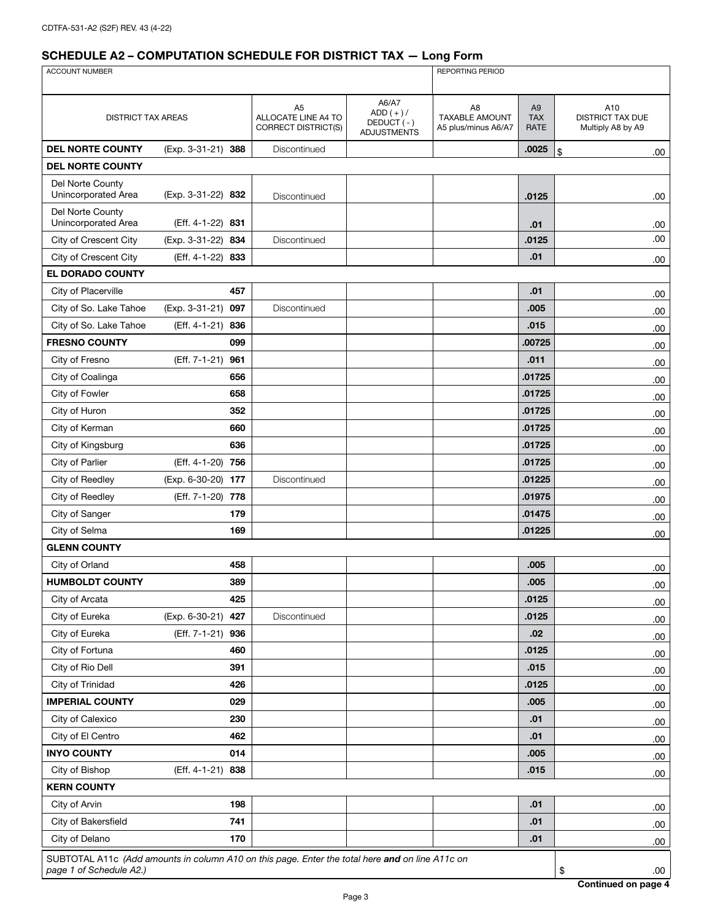CDTFA-531-A2 (S2F) REV. 43 (4-22)

## SCHEDULE A2 – COMPUTATION SCHEDULE FOR DISTRICT TAX — Long Form

| ACCOUNT NUMBER | | | | | REPORTING PERIOD | | |
|---|---|---|---|---|---|---|---|
| **DISTRICT TAX AREAS** | | | A5 ALLOCATE LINE A4 TO CORRECT DISTRICT(S) | A6/A7 ADD ( + ) / DEDUCT ( - ) ADJUSTMENTS | A8 TAXABLE AMOUNT A5 plus/minus A6/A7 | A9 TAX RATE | A10 DISTRICT TAX DUE Multiply A8 by A9 |
| **DEL NORTE COUNTY** | (Exp. 3-31-21) | **388** | Discontinued | | | **.0025** | $ .00 |
| **DEL NORTE COUNTY** | | | | | | | |
| Del Norte County Unincorporated Area | (Exp. 3-31-22) | **832** | Discontinued | | | **.0125** | .00 |
| Del Norte County Unincorporated Area | (Eff. 4-1-22) | **831** | | | | **.01** | .00 |
| City of Crescent City | (Exp. 3-31-22) | **834** | Discontinued | | | **.0125** | .00 |
| City of Crescent City | (Eff. 4-1-22) | **833** | | | | **.01** | .00 |
| **EL DORADO COUNTY** | | | | | | | |
| City of Placerville | | **457** | | | | **.01** | .00 |
| City of So. Lake Tahoe | (Exp. 3-31-21) | **097** | Discontinued | | | **.005** | .00 |
| City of So. Lake Tahoe | (Eff. 4-1-21) | **836** | | | | **.015** | .00 |
| **FRESNO COUNTY** | | **099** | | | | **.00725** | .00 |
| City of Fresno | (Eff. 7-1-21) | **961** | | | | **.011** | .00 |
| City of Coalinga | | **656** | | | | **.01725** | .00 |
| City of Fowler | | **658** | | | | **.01725** | .00 |
| City of Huron | | **352** | | | | **.01725** | .00 |
| City of Kerman | | **660** | | | | **.01725** | .00 |
| City of Kingsburg | | **636** | | | | **.01725** | .00 |
| City of Parlier | (Eff. 4-1-20) | **756** | | | | **.01725** | .00 |
| City of Reedley | (Exp. 6-30-20) | **177** | Discontinued | | | **.01225** | .00 |
| City of Reedley | (Eff. 7-1-20) | **778** | | | | **.01975** | .00 |
| City of Sanger | | **179** | | | | **.01475** | .00 |
| City of Selma | | **169** | | | | **.01225** | .00 |
| **GLENN COUNTY** | | | | | | | |
| City of Orland | | **458** | | | | **.005** | .00 |
| **HUMBOLDT COUNTY** | | **389** | | | | **.005** | .00 |
| City of Arcata | | **425** | | | | **.0125** | .00 |
| City of Eureka | (Exp. 6-30-21) | **427** | Discontinued | | | **.0125** | .00 |
| City of Eureka | (Eff. 7-1-21) | **936** | | | | **.02** | .00 |
| City of Fortuna | | **460** | | | | **.0125** | .00 |
| City of Rio Dell | | **391** | | | | **.015** | .00 |
| City of Trinidad | | **426** | | | | **.0125** | .00 |
| **IMPERIAL COUNTY** | | **029** | | | | **.005** | .00 |
| City of Calexico | | **230** | | | | **.01** | .00 |
| City of El Centro | | **462** | | | | **.01** | .00 |
| **INYO COUNTY** | | **014** | | | | **.005** | .00 |
| City of Bishop | (Eff. 4-1-21) | **838** | | | | **.015** | .00 |
| **KERN COUNTY** | | | | | | | |
| City of Arvin | | **198** | | | | **.01** | .00 |
| City of Bakersfield | | **741** | | | | **.01** | .00 |
| City of Delano | | **170** | | | | **.01** | .00 |
| SUBTOTAL A11c *(Add amounts in column A10 on this page. Enter the total here **and** on line A11c on page 1 of Schedule A2.)* | | | | | | | $ .00 |

**Continued on page 4**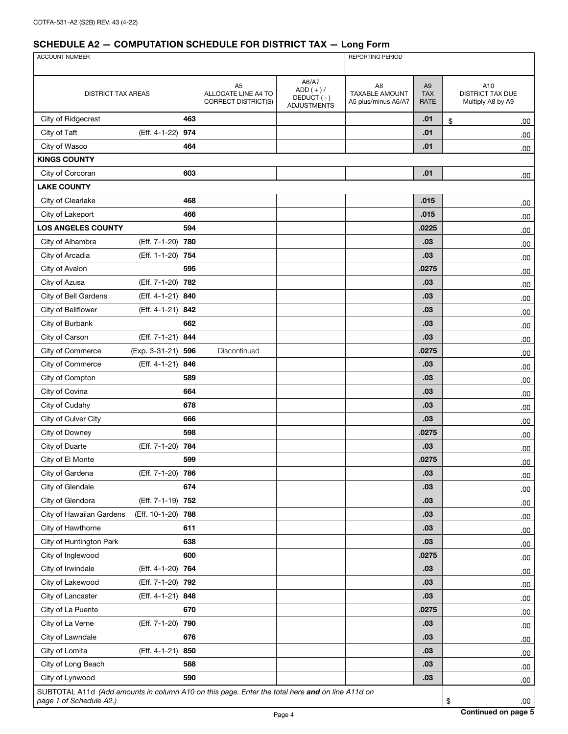CDTFA-531-A2 (S2B) REV. 43 (4-22)

## SCHEDULE A2 — COMPUTATION SCHEDULE FOR DISTRICT TAX — Long Form

| ACCOUNT NUMBER | | | | REPORTING PERIOD | | |
|---|---|---|---|---|---|---|
| | | | | | | |

| DISTRICT TAX AREAS | | A5 ALLOCATE LINE A4 TO CORRECT DISTRICT(S) | A6/A7 ADD ( + ) / DEDUCT ( - ) ADJUSTMENTS | A8 TAXABLE AMOUNT A5 plus/minus A6/A7 | A9 TAX RATE | A10 DISTRICT TAX DUE Multiply A8 by A9 |
|---|---|---|---|---|---|---|
| City of Ridgecrest | **463** | | | | **.01** | $ .00 |
| City of Taft (Eff. 4-1-22) | **974** | | | | **.01** | .00 |
| City of Wasco | **464** | | | | **.01** | .00 |
| **KINGS COUNTY** | | | | | | |
| City of Corcoran | **603** | | | | **.01** | .00 |
| **LAKE COUNTY** | | | | | | |
| City of Clearlake | **468** | | | | **.015** | .00 |
| City of Lakeport | **466** | | | | **.015** | .00 |
| **LOS ANGELES COUNTY** | **594** | | | | **.0225** | .00 |
| City of Alhambra (Eff. 7-1-20) | **780** | | | | **.03** | .00 |
| City of Arcadia (Eff. 1-1-20) | **754** | | | | **.03** | .00 |
| City of Avalon | **595** | | | | **.0275** | .00 |
| City of Azusa (Eff. 7-1-20) | **782** | | | | **.03** | .00 |
| City of Bell Gardens (Eff. 4-1-21) | **840** | | | | **.03** | .00 |
| City of Bellflower (Eff. 4-1-21) | **842** | | | | **.03** | .00 |
| City of Burbank | **662** | | | | **.03** | .00 |
| City of Carson (Eff. 7-1-21) | **844** | | | | **.03** | .00 |
| City of Commerce (Exp. 3-31-21) | **596** | Discontinued | | | **.0275** | .00 |
| City of Commerce (Eff. 4-1-21) | **846** | | | | **.03** | .00 |
| City of Compton | **589** | | | | **.03** | .00 |
| City of Covina | **664** | | | | **.03** | .00 |
| City of Cudahy | **678** | | | | **.03** | .00 |
| City of Culver City | **666** | | | | **.03** | .00 |
| City of Downey | **598** | | | | **.0275** | .00 |
| City of Duarte (Eff. 7-1-20) | **784** | | | | **.03** | .00 |
| City of El Monte | **599** | | | | **.0275** | .00 |
| City of Gardena (Eff. 7-1-20) | **786** | | | | **.03** | .00 |
| City of Glendale | **674** | | | | **.03** | .00 |
| City of Glendora (Eff. 7-1-19) | **752** | | | | **.03** | .00 |
| City of Hawaiian Gardens (Eff. 10-1-20) | **788** | | | | **.03** | .00 |
| City of Hawthorne | **611** | | | | **.03** | .00 |
| City of Huntington Park | **638** | | | | **.03** | .00 |
| City of Inglewood | **600** | | | | **.0275** | .00 |
| City of Irwindale (Eff. 4-1-20) | **764** | | | | **.03** | .00 |
| City of Lakewood (Eff. 7-1-20) | **792** | | | | **.03** | .00 |
| City of Lancaster (Eff. 4-1-21) | **848** | | | | **.03** | .00 |
| City of La Puente | **670** | | | | **.0275** | .00 |
| City of La Verne (Eff. 7-1-20) | **790** | | | | **.03** | .00 |
| City of Lawndale | **676** | | | | **.03** | .00 |
| City of Lomita (Eff. 4-1-21) | **850** | | | | **.03** | .00 |
| City of Long Beach | **588** | | | | **.03** | .00 |
| City of Lynwood | **590** | | | | **.03** | .00 |
| SUBTOTAL A11d *(Add amounts in column A10 on this page. Enter the total here **and** on line A11d on page 1 of Schedule A2.)* | | | | | | $ .00 |

**Continued on page 5**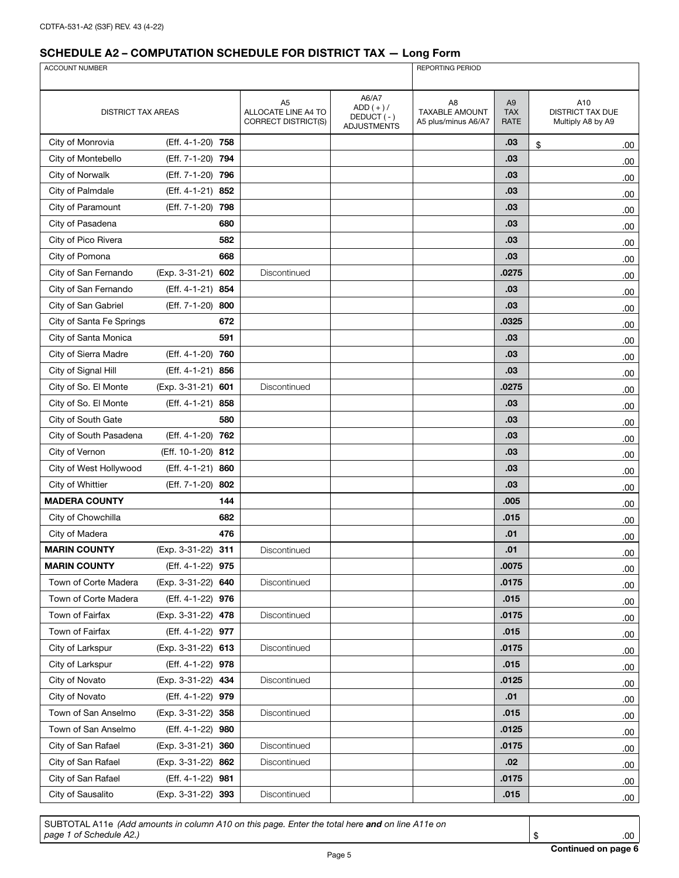## SCHEDULE A2 – COMPUTATION SCHEDULE FOR DISTRICT TAX — Long Form

| ACCOUNT NUMBER | | | REPORTING PERIOD | | |
|---|---|---|---|---|---|
| | | | | | |

| DISTRICT TAX AREAS | | | A5 ALLOCATE LINE A4 TO CORRECT DISTRICT(S) | A6/A7 ADD ( + ) / DEDUCT ( - ) ADJUSTMENTS | A8 TAXABLE AMOUNT A5 plus/minus A6/A7 | A9 TAX RATE | A10 DISTRICT TAX DUE Multiply A8 by A9 |
|---|---|---|---|---|---|---|---|
| City of Monrovia | (Eff. 4-1-20) | **758** | | | | **.03** | $ .00 |
| City of Montebello | (Eff. 7-1-20) | **794** | | | | **.03** | .00 |
| City of Norwalk | (Eff. 7-1-20) | **796** | | | | **.03** | .00 |
| City of Palmdale | (Eff. 4-1-21) | **852** | | | | **.03** | .00 |
| City of Paramount | (Eff. 7-1-20) | **798** | | | | **.03** | .00 |
| City of Pasadena | | **680** | | | | **.03** | .00 |
| City of Pico Rivera | | **582** | | | | **.03** | .00 |
| City of Pomona | | **668** | | | | **.03** | .00 |
| City of San Fernando | (Exp. 3-31-21) | **602** | Discontinued | | | **.0275** | .00 |
| City of San Fernando | (Eff. 4-1-21) | **854** | | | | **.03** | .00 |
| City of San Gabriel | (Eff. 7-1-20) | **800** | | | | **.03** | .00 |
| City of Santa Fe Springs | | **672** | | | | **.0325** | .00 |
| City of Santa Monica | | **591** | | | | **.03** | .00 |
| City of Sierra Madre | (Eff. 4-1-20) | **760** | | | | **.03** | .00 |
| City of Signal Hill | (Eff. 4-1-21) | **856** | | | | **.03** | .00 |
| City of So. El Monte | (Exp. 3-31-21) | **601** | Discontinued | | | **.0275** | .00 |
| City of So. El Monte | (Eff. 4-1-21) | **858** | | | | **.03** | .00 |
| City of South Gate | | **580** | | | | **.03** | .00 |
| City of South Pasadena | (Eff. 4-1-20) | **762** | | | | **.03** | .00 |
| City of Vernon | (Eff. 10-1-20) | **812** | | | | **.03** | .00 |
| City of West Hollywood | (Eff. 4-1-21) | **860** | | | | **.03** | .00 |
| City of Whittier | (Eff. 7-1-20) | **802** | | | | **.03** | .00 |
| **MADERA COUNTY** | | **144** | | | | **.005** | .00 |
| City of Chowchilla | | **682** | | | | **.015** | .00 |
| City of Madera | | **476** | | | | **.01** | .00 |
| **MARIN COUNTY** | (Exp. 3-31-22) | **311** | Discontinued | | | **.01** | .00 |
| **MARIN COUNTY** | (Eff. 4-1-22) | **975** | | | | **.0075** | .00 |
| Town of Corte Madera | (Exp. 3-31-22) | **640** | Discontinued | | | **.0175** | .00 |
| Town of Corte Madera | (Eff. 4-1-22) | **976** | | | | **.015** | .00 |
| Town of Fairfax | (Exp. 3-31-22) | **478** | Discontinued | | | **.0175** | .00 |
| Town of Fairfax | (Eff. 4-1-22) | **977** | | | | **.015** | .00 |
| City of Larkspur | (Exp. 3-31-22) | **613** | Discontinued | | | **.0175** | .00 |
| City of Larkspur | (Eff. 4-1-22) | **978** | | | | **.015** | .00 |
| City of Novato | (Exp. 3-31-22) | **434** | Discontinued | | | **.0125** | .00 |
| City of Novato | (Eff. 4-1-22) | **979** | | | | **.01** | .00 |
| Town of San Anselmo | (Exp. 3-31-22) | **358** | Discontinued | | | **.015** | .00 |
| Town of San Anselmo | (Eff. 4-1-22) | **980** | | | | **.0125** | .00 |
| City of San Rafael | (Exp. 3-31-21) | **360** | Discontinued | | | **.0175** | .00 |
| City of San Rafael | (Exp. 3-31-22) | **862** | Discontinued | | | **.02** | .00 |
| City of San Rafael | (Eff. 4-1-22) | **981** | | | | **.0175** | .00 |
| City of Sausalito | (Exp. 3-31-22) | **393** | Discontinued | | | **.015** | .00 |

| SUBTOTAL A11e *(Add amounts in column A10 on this page. Enter the total here* ***and*** *on line A11e on page 1 of Schedule A2.)* | $ .00 |
|---|---|

**Continued on page 6**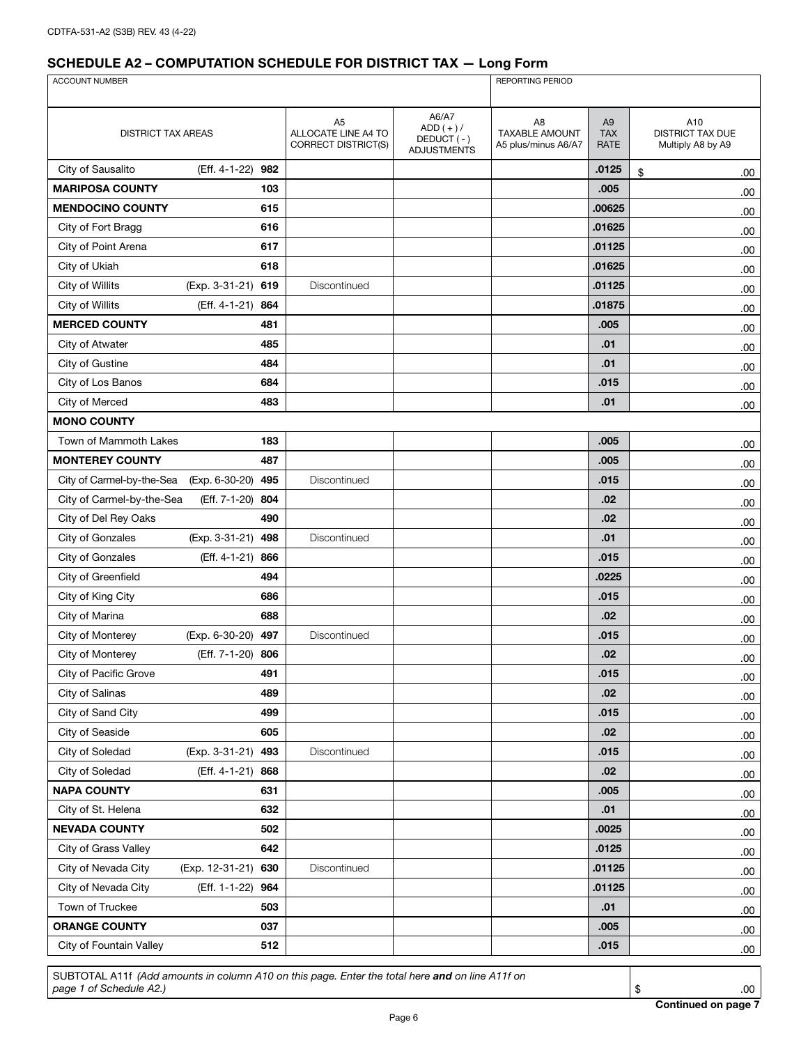CDTFA-531-A2 (S3B) REV. 43 (4-22)

## SCHEDULE A2 – COMPUTATION SCHEDULE FOR DISTRICT TAX — Long Form

| ACCOUNT NUMBER | | | | REPORTING PERIOD | | |
|---|---|---|---|---|---|---|

| DISTRICT TAX AREAS | | A5 ALLOCATE LINE A4 TO CORRECT DISTRICT(S) | A6/A7 ADD ( + ) / DEDUCT ( - ) ADJUSTMENTS | A8 TAXABLE AMOUNT A5 plus/minus A6/A7 | A9 TAX RATE | A10 DISTRICT TAX DUE Multiply A8 by A9 |
|---|---|---|---|---|---|---|
| City of Sausalito (Eff. 4-1-22) | **982** | | | | **.0125** | $ .00 |
| **MARIPOSA COUNTY** | **103** | | | | **.005** | .00 |
| **MENDOCINO COUNTY** | **615** | | | | **.00625** | .00 |
| City of Fort Bragg | **616** | | | | **.01625** | .00 |
| City of Point Arena | **617** | | | | **.01125** | .00 |
| City of Ukiah | **618** | | | | **.01625** | .00 |
| City of Willits (Exp. 3-31-21) | **619** | Discontinued | | | **.01125** | .00 |
| City of Willits (Eff. 4-1-21) | **864** | | | | **.01875** | .00 |
| **MERCED COUNTY** | **481** | | | | **.005** | .00 |
| City of Atwater | **485** | | | | **.01** | .00 |
| City of Gustine | **484** | | | | **.01** | .00 |
| City of Los Banos | **684** | | | | **.015** | .00 |
| City of Merced | **483** | | | | **.01** | .00 |
| **MONO COUNTY** | | | | | | |
| Town of Mammoth Lakes | **183** | | | | **.005** | .00 |
| **MONTEREY COUNTY** | **487** | | | | **.005** | .00 |
| City of Carmel-by-the-Sea (Exp. 6-30-20) | **495** | Discontinued | | | **.015** | .00 |
| City of Carmel-by-the-Sea (Eff. 7-1-20) | **804** | | | | **.02** | .00 |
| City of Del Rey Oaks | **490** | | | | **.02** | .00 |
| City of Gonzales (Exp. 3-31-21) | **498** | Discontinued | | | **.01** | .00 |
| City of Gonzales (Eff. 4-1-21) | **866** | | | | **.015** | .00 |
| City of Greenfield | **494** | | | | **.0225** | .00 |
| City of King City | **686** | | | | **.015** | .00 |
| City of Marina | **688** | | | | **.02** | .00 |
| City of Monterey (Exp. 6-30-20) | **497** | Discontinued | | | **.015** | .00 |
| City of Monterey (Eff. 7-1-20) | **806** | | | | **.02** | .00 |
| City of Pacific Grove | **491** | | | | **.015** | .00 |
| City of Salinas | **489** | | | | **.02** | .00 |
| City of Sand City | **499** | | | | **.015** | .00 |
| City of Seaside | **605** | | | | **.02** | .00 |
| City of Soledad (Exp. 3-31-21) | **493** | Discontinued | | | **.015** | .00 |
| City of Soledad (Eff. 4-1-21) | **868** | | | | **.02** | .00 |
| **NAPA COUNTY** | **631** | | | | **.005** | .00 |
| City of St. Helena | **632** | | | | **.01** | .00 |
| **NEVADA COUNTY** | **502** | | | | **.0025** | .00 |
| City of Grass Valley | **642** | | | | **.0125** | .00 |
| City of Nevada City (Exp. 12-31-21) | **630** | Discontinued | | | **.01125** | .00 |
| City of Nevada City (Eff. 1-1-22) | **964** | | | | **.01125** | .00 |
| Town of Truckee | **503** | | | | **.01** | .00 |
| **ORANGE COUNTY** | **037** | | | | **.005** | .00 |
| City of Fountain Valley | **512** | | | | **.015** | .00 |

| SUBTOTAL A11f *(Add amounts in column A10 on this page. Enter the total here **and** on line A11f on page 1 of Schedule A2.)* | $ .00 |
|---|---|

**Continued on page 7**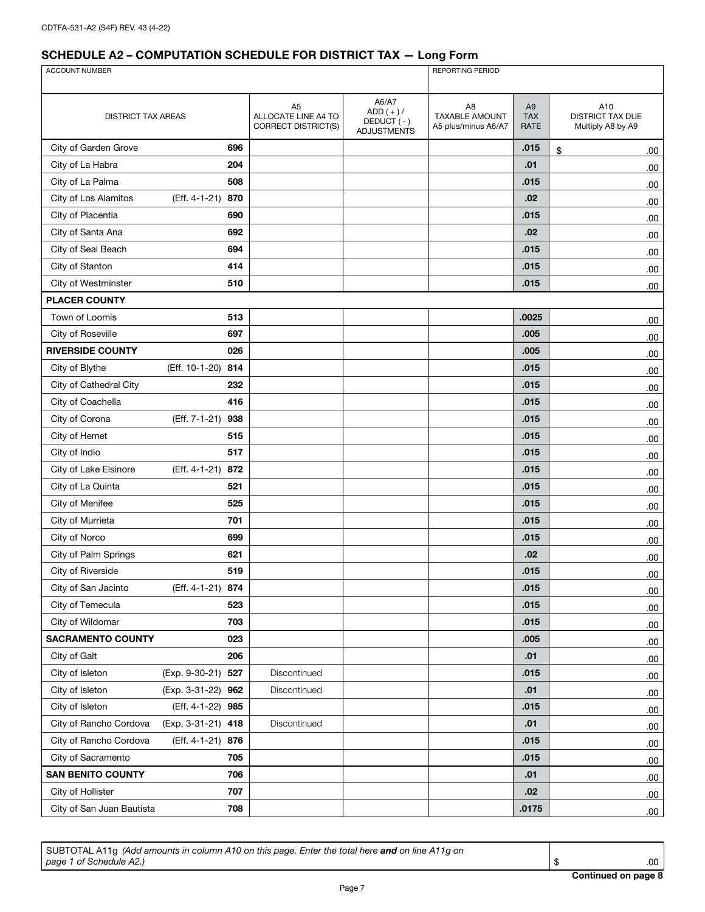CDTFA-531-A2 (S4F) REV. 43 (4-22)

## SCHEDULE A2 – COMPUTATION SCHEDULE FOR DISTRICT TAX — Long Form

| ACCOUNT NUMBER | | | | REPORTING PERIOD | | |
|---|---|---|---|---|---|---|
| DISTRICT TAX AREAS | | A5 ALLOCATE LINE A4 TO CORRECT DISTRICT(S) | A6/A7 ADD ( + ) / DEDUCT ( - ) ADJUSTMENTS | A8 TAXABLE AMOUNT A5 plus/minus A6/A7 | A9 TAX RATE | A10 DISTRICT TAX DUE Multiply A8 by A9 |
| City of Garden Grove | **696** | | | | **.015** | $ .00 |
| City of La Habra | **204** | | | | **.01** | .00 |
| City of La Palma | **508** | | | | **.015** | .00 |
| City of Los Alamitos (Eff. 4-1-21) | **870** | | | | **.02** | .00 |
| City of Placentia | **690** | | | | **.015** | .00 |
| City of Santa Ana | **692** | | | | **.02** | .00 |
| City of Seal Beach | **694** | | | | **.015** | .00 |
| City of Stanton | **414** | | | | **.015** | .00 |
| City of Westminster | **510** | | | | **.015** | .00 |
| **PLACER COUNTY** | | | | | | |
| Town of Loomis | **513** | | | | **.0025** | .00 |
| City of Roseville | **697** | | | | **.005** | .00 |
| **RIVERSIDE COUNTY** | **026** | | | | **.005** | .00 |
| City of Blythe (Eff. 10-1-20) | **814** | | | | **.015** | .00 |
| City of Cathedral City | **232** | | | | **.015** | .00 |
| City of Coachella | **416** | | | | **.015** | .00 |
| City of Corona (Eff. 7-1-21) | **938** | | | | **.015** | .00 |
| City of Hemet | **515** | | | | **.015** | .00 |
| City of Indio | **517** | | | | **.015** | .00 |
| City of Lake Elsinore (Eff. 4-1-21) | **872** | | | | **.015** | .00 |
| City of La Quinta | **521** | | | | **.015** | .00 |
| City of Menifee | **525** | | | | **.015** | .00 |
| City of Murrieta | **701** | | | | **.015** | .00 |
| City of Norco | **699** | | | | **.015** | .00 |
| City of Palm Springs | **621** | | | | **.02** | .00 |
| City of Riverside | **519** | | | | **.015** | .00 |
| City of San Jacinto (Eff. 4-1-21) | **874** | | | | **.015** | .00 |
| City of Temecula | **523** | | | | **.015** | .00 |
| City of Wildomar | **703** | | | | **.015** | .00 |
| **SACRAMENTO COUNTY** | **023** | | | | **.005** | .00 |
| City of Galt | **206** | | | | **.01** | .00 |
| City of Isleton (Exp. 9-30-21) | **527** | Discontinued | | | **.015** | .00 |
| City of Isleton (Exp. 3-31-22) | **962** | Discontinued | | | **.01** | .00 |
| City of Isleton (Eff. 4-1-22) | **985** | | | | **.015** | .00 |
| City of Rancho Cordova (Exp. 3-31-21) | **418** | Discontinued | | | **.01** | .00 |
| City of Rancho Cordova (Eff. 4-1-21) | **876** | | | | **.015** | .00 |
| City of Sacramento | **705** | | | | **.015** | .00 |
| **SAN BENITO COUNTY** | **706** | | | | **.01** | .00 |
| City of Hollister | **707** | | | | **.02** | .00 |
| City of San Juan Bautista | **708** | | | | **.0175** | .00 |

| SUBTOTAL A11g *(Add amounts in column A10 on this page. Enter the total here **and** on line A11g on page 1 of Schedule A2.)* | $ .00 |
|---|---|

**Continued on page 8**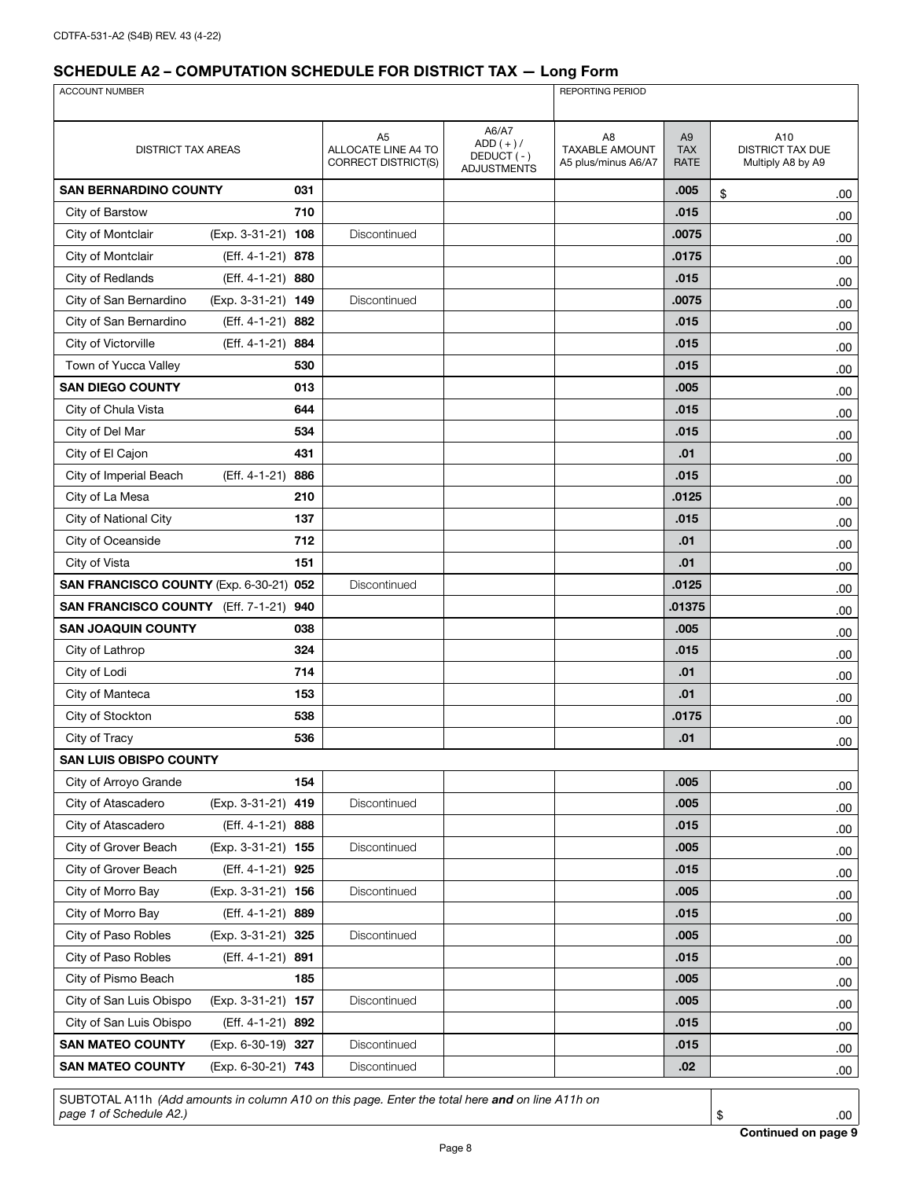CDTFA-531-A2 (S4B) REV. 43 (4-22)

## SCHEDULE A2 – COMPUTATION SCHEDULE FOR DISTRICT TAX — Long Form

| ACCOUNT NUMBER | | | | REPORTING PERIOD | | |
|---|---|---|---|---|---|---|
| DISTRICT TAX AREAS | | A5 ALLOCATE LINE A4 TO CORRECT DISTRICT(S) | A6/A7 ADD ( + ) / DEDUCT ( - ) ADJUSTMENTS | A8 TAXABLE AMOUNT A5 plus/minus A6/A7 | A9 TAX RATE | A10 DISTRICT TAX DUE Multiply A8 by A9 |
| **SAN BERNARDINO COUNTY** | **031** | | | | **.005** | $ .00 |
| City of Barstow | **710** | | | | **.015** | .00 |
| City of Montclair (Exp. 3-31-21) | **108** | Discontinued | | | **.0075** | .00 |
| City of Montclair (Eff. 4-1-21) | **878** | | | | **.0175** | .00 |
| City of Redlands (Eff. 4-1-21) | **880** | | | | **.015** | .00 |
| City of San Bernardino (Exp. 3-31-21) | **149** | Discontinued | | | **.0075** | .00 |
| City of San Bernardino (Eff. 4-1-21) | **882** | | | | **.015** | .00 |
| City of Victorville (Eff. 4-1-21) | **884** | | | | **.015** | .00 |
| Town of Yucca Valley | **530** | | | | **.015** | .00 |
| **SAN DIEGO COUNTY** | **013** | | | | **.005** | .00 |
| City of Chula Vista | **644** | | | | **.015** | .00 |
| City of Del Mar | **534** | | | | **.015** | .00 |
| City of El Cajon | **431** | | | | **.01** | .00 |
| City of Imperial Beach (Eff. 4-1-21) | **886** | | | | **.015** | .00 |
| City of La Mesa | **210** | | | | **.0125** | .00 |
| City of National City | **137** | | | | **.015** | .00 |
| City of Oceanside | **712** | | | | **.01** | .00 |
| City of Vista | **151** | | | | **.01** | .00 |
| **SAN FRANCISCO COUNTY** (Exp. 6-30-21) | **052** | Discontinued | | | **.0125** | .00 |
| **SAN FRANCISCO COUNTY** (Eff. 7-1-21) | **940** | | | | **.01375** | .00 |
| **SAN JOAQUIN COUNTY** | **038** | | | | **.005** | .00 |
| City of Lathrop | **324** | | | | **.015** | .00 |
| City of Lodi | **714** | | | | **.01** | .00 |
| City of Manteca | **153** | | | | **.01** | .00 |
| City of Stockton | **538** | | | | **.0175** | .00 |
| City of Tracy | **536** | | | | **.01** | .00 |
| **SAN LUIS OBISPO COUNTY** | | | | | | |
| City of Arroyo Grande | **154** | | | | **.005** | .00 |
| City of Atascadero (Exp. 3-31-21) | **419** | Discontinued | | | **.005** | .00 |
| City of Atascadero (Eff. 4-1-21) | **888** | | | | **.015** | .00 |
| City of Grover Beach (Exp. 3-31-21) | **155** | Discontinued | | | **.005** | .00 |
| City of Grover Beach (Eff. 4-1-21) | **925** | | | | **.015** | .00 |
| City of Morro Bay (Exp. 3-31-21) | **156** | Discontinued | | | **.005** | .00 |
| City of Morro Bay (Eff. 4-1-21) | **889** | | | | **.015** | .00 |
| City of Paso Robles (Exp. 3-31-21) | **325** | Discontinued | | | **.005** | .00 |
| City of Paso Robles (Eff. 4-1-21) | **891** | | | | **.015** | .00 |
| City of Pismo Beach | **185** | | | | **.005** | .00 |
| City of San Luis Obispo (Exp. 3-31-21) | **157** | Discontinued | | | **.005** | .00 |
| City of San Luis Obispo (Eff. 4-1-21) | **892** | | | | **.015** | .00 |
| **SAN MATEO COUNTY** (Exp. 6-30-19) | **327** | Discontinued | | | **.015** | .00 |
| **SAN MATEO COUNTY** (Exp. 6-30-21) | **743** | Discontinued | | | **.02** | .00 |

SUBTOTAL A11h *(Add amounts in column A10 on this page. Enter the total here **and** on line A11h on page 1 of Schedule A2.)* $ .00

**Continued on page 9**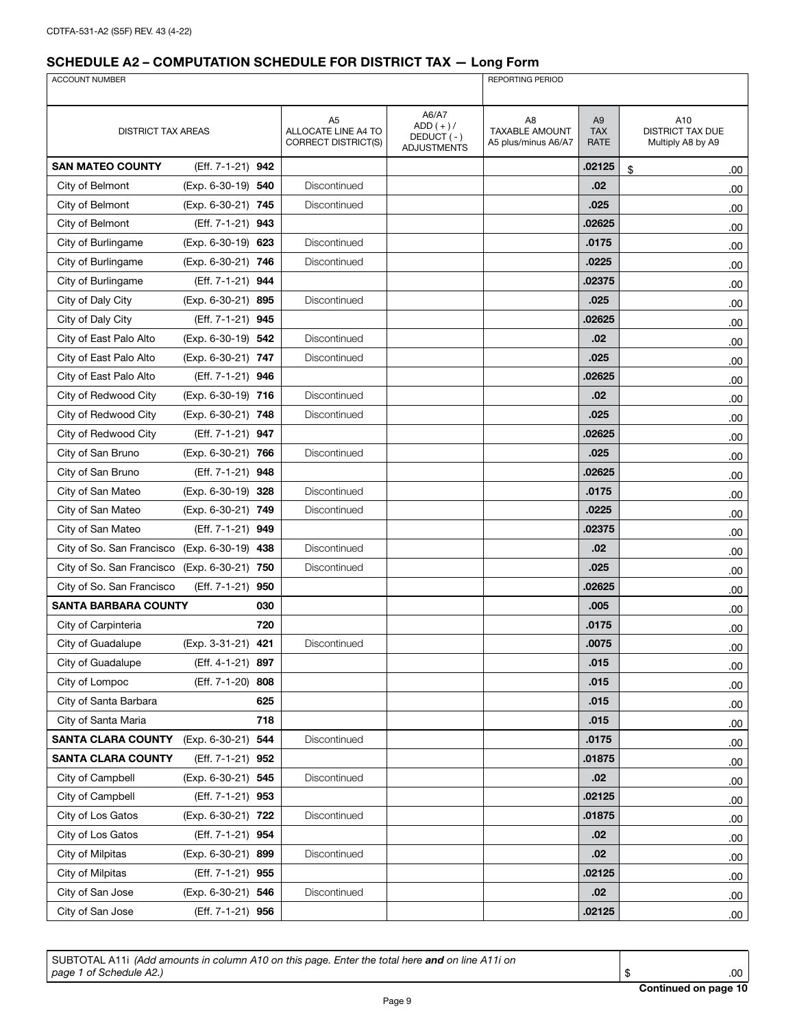CDTFA-531-A2 (S5F) REV. 43 (4-22)

## SCHEDULE A2 – COMPUTATION SCHEDULE FOR DISTRICT TAX — Long Form

| ACCOUNT NUMBER | | | | | REPORTING PERIOD | | |
|---|---|---|---|---|---|---|---|
| DISTRICT TAX AREAS | | | A5 ALLOCATE LINE A4 TO CORRECT DISTRICT(S) | A6/A7 ADD ( + ) / DEDUCT ( - ) ADJUSTMENTS | A8 TAXABLE AMOUNT A5 plus/minus A6/A7 | A9 TAX RATE | A10 DISTRICT TAX DUE Multiply A8 by A9 |
| **SAN MATEO COUNTY** | (Eff. 7-1-21) | **942** | | | | **.02125** | $ .00 |
| City of Belmont | (Exp. 6-30-19) | **540** | Discontinued | | | **.02** | .00 |
| City of Belmont | (Exp. 6-30-21) | **745** | Discontinued | | | **.025** | .00 |
| City of Belmont | (Eff. 7-1-21) | **943** | | | | **.02625** | .00 |
| City of Burlingame | (Exp. 6-30-19) | **623** | Discontinued | | | **.0175** | .00 |
| City of Burlingame | (Exp. 6-30-21) | **746** | Discontinued | | | **.0225** | .00 |
| City of Burlingame | (Eff. 7-1-21) | **944** | | | | **.02375** | .00 |
| City of Daly City | (Exp. 6-30-21) | **895** | Discontinued | | | **.025** | .00 |
| City of Daly City | (Eff. 7-1-21) | **945** | | | | **.02625** | .00 |
| City of East Palo Alto | (Exp. 6-30-19) | **542** | Discontinued | | | **.02** | .00 |
| City of East Palo Alto | (Exp. 6-30-21) | **747** | Discontinued | | | **.025** | .00 |
| City of East Palo Alto | (Eff. 7-1-21) | **946** | | | | **.02625** | .00 |
| City of Redwood City | (Exp. 6-30-19) | **716** | Discontinued | | | **.02** | .00 |
| City of Redwood City | (Exp. 6-30-21) | **748** | Discontinued | | | **.025** | .00 |
| City of Redwood City | (Eff. 7-1-21) | **947** | | | | **.02625** | .00 |
| City of San Bruno | (Exp. 6-30-21) | **766** | Discontinued | | | **.025** | .00 |
| City of San Bruno | (Eff. 7-1-21) | **948** | | | | **.02625** | .00 |
| City of San Mateo | (Exp. 6-30-19) | **328** | Discontinued | | | **.0175** | .00 |
| City of San Mateo | (Exp. 6-30-21) | **749** | Discontinued | | | **.0225** | .00 |
| City of San Mateo | (Eff. 7-1-21) | **949** | | | | **.02375** | .00 |
| City of So. San Francisco | (Exp. 6-30-19) | **438** | Discontinued | | | **.02** | .00 |
| City of So. San Francisco | (Exp. 6-30-21) | **750** | Discontinued | | | **.025** | .00 |
| City of So. San Francisco | (Eff. 7-1-21) | **950** | | | | **.02625** | .00 |
| **SANTA BARBARA COUNTY** | | **030** | | | | **.005** | .00 |
| City of Carpinteria | | **720** | | | | **.0175** | .00 |
| City of Guadalupe | (Exp. 3-31-21) | **421** | Discontinued | | | **.0075** | .00 |
| City of Guadalupe | (Eff. 4-1-21) | **897** | | | | **.015** | .00 |
| City of Lompoc | (Eff. 7-1-20) | **808** | | | | **.015** | .00 |
| City of Santa Barbara | | **625** | | | | **.015** | .00 |
| City of Santa Maria | | **718** | | | | **.015** | .00 |
| **SANTA CLARA COUNTY** | (Exp. 6-30-21) | **544** | Discontinued | | | **.0175** | .00 |
| **SANTA CLARA COUNTY** | (Eff. 7-1-21) | **952** | | | | **.01875** | .00 |
| City of Campbell | (Exp. 6-30-21) | **545** | Discontinued | | | **.02** | .00 |
| City of Campbell | (Eff. 7-1-21) | **953** | | | | **.02125** | .00 |
| City of Los Gatos | (Exp. 6-30-21) | **722** | Discontinued | | | **.01875** | .00 |
| City of Los Gatos | (Eff. 7-1-21) | **954** | | | | **.02** | .00 |
| City of Milpitas | (Exp. 6-30-21) | **899** | Discontinued | | | **.02** | .00 |
| City of Milpitas | (Eff. 7-1-21) | **955** | | | | **.02125** | .00 |
| City of San Jose | (Exp. 6-30-21) | **546** | Discontinued | | | **.02** | .00 |
| City of San Jose | (Eff. 7-1-21) | **956** | | | | **.02125** | .00 |

| SUBTOTAL A11i *(Add amounts in column A10 on this page. Enter the total here **and** on line A11i on page 1 of Schedule A2.)* | $ .00 |
|---|---|

**Continued on page 10**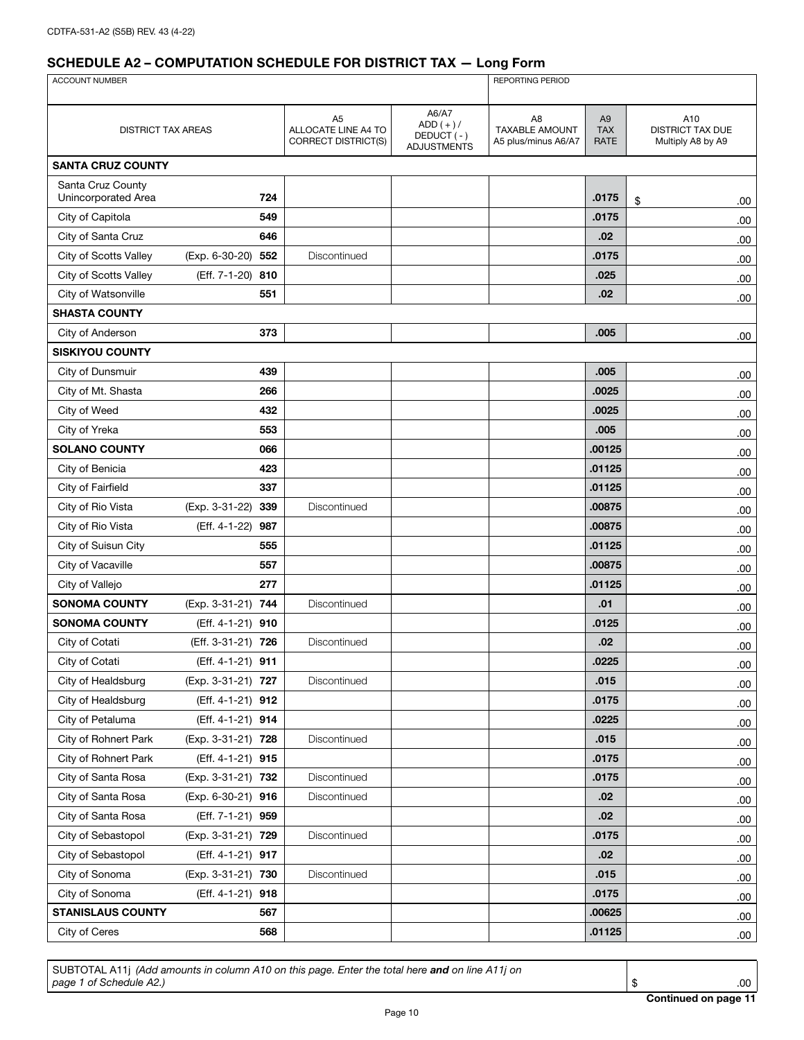CDTFA-531-A2 (S5B) REV. 43 (4-22)

## SCHEDULE A2 – COMPUTATION SCHEDULE FOR DISTRICT TAX — Long Form

| ACCOUNT NUMBER | | | | REPORTING PERIOD | | |
|---|---|---|---|---|---|---|
| DISTRICT TAX AREAS | | A5 ALLOCATE LINE A4 TO CORRECT DISTRICT(S) | A6/A7 ADD ( + ) / DEDUCT ( - ) ADJUSTMENTS | A8 TAXABLE AMOUNT A5 plus/minus A6/A7 | A9 TAX RATE | A10 DISTRICT TAX DUE Multiply A8 by A9 |
| **SANTA CRUZ COUNTY** | | | | | | |
| Santa Cruz County Unincorporated Area | **724** | | | | **.0175** | $ .00 |
| City of Capitola | **549** | | | | **.0175** | .00 |
| City of Santa Cruz | **646** | | | | **.02** | .00 |
| City of Scotts Valley (Exp. 6-30-20) | **552** | Discontinued | | | **.0175** | .00 |
| City of Scotts Valley (Eff. 7-1-20) | **810** | | | | **.025** | .00 |
| City of Watsonville | **551** | | | | **.02** | .00 |
| **SHASTA COUNTY** | | | | | | |
| City of Anderson | **373** | | | | **.005** | .00 |
| **SISKIYOU COUNTY** | | | | | | |
| City of Dunsmuir | **439** | | | | **.005** | .00 |
| City of Mt. Shasta | **266** | | | | **.0025** | .00 |
| City of Weed | **432** | | | | **.0025** | .00 |
| City of Yreka | **553** | | | | **.005** | .00 |
| **SOLANO COUNTY** | **066** | | | | **.00125** | .00 |
| City of Benicia | **423** | | | | **.01125** | .00 |
| City of Fairfield | **337** | | | | **.01125** | .00 |
| City of Rio Vista (Exp. 3-31-22) | **339** | Discontinued | | | **.00875** | .00 |
| City of Rio Vista (Eff. 4-1-22) | **987** | | | | **.00875** | .00 |
| City of Suisun City | **555** | | | | **.01125** | .00 |
| City of Vacaville | **557** | | | | **.00875** | .00 |
| City of Vallejo | **277** | | | | **.01125** | .00 |
| **SONOMA COUNTY** (Exp. 3-31-21) | **744** | Discontinued | | | **.01** | .00 |
| **SONOMA COUNTY** (Eff. 4-1-21) | **910** | | | | **.0125** | .00 |
| City of Cotati (Eff. 3-31-21) | **726** | Discontinued | | | **.02** | .00 |
| City of Cotati (Eff. 4-1-21) | **911** | | | | **.0225** | .00 |
| City of Healdsburg (Exp. 3-31-21) | **727** | Discontinued | | | **.015** | .00 |
| City of Healdsburg (Eff. 4-1-21) | **912** | | | | **.0175** | .00 |
| City of Petaluma (Eff. 4-1-21) | **914** | | | | **.0225** | .00 |
| City of Rohnert Park (Exp. 3-31-21) | **728** | Discontinued | | | **.015** | .00 |
| City of Rohnert Park (Eff. 4-1-21) | **915** | | | | **.0175** | .00 |
| City of Santa Rosa (Exp. 3-31-21) | **732** | Discontinued | | | **.0175** | .00 |
| City of Santa Rosa (Exp. 6-30-21) | **916** | Discontinued | | | **.02** | .00 |
| City of Santa Rosa (Eff. 7-1-21) | **959** | | | | **.02** | .00 |
| City of Sebastopol (Exp. 3-31-21) | **729** | Discontinued | | | **.0175** | .00 |
| City of Sebastopol (Eff. 4-1-21) | **917** | | | | **.02** | .00 |
| City of Sonoma (Exp. 3-31-21) | **730** | Discontinued | | | **.015** | .00 |
| City of Sonoma (Eff. 4-1-21) | **918** | | | | **.0175** | .00 |
| **STANISLAUS COUNTY** | **567** | | | | **.00625** | .00 |
| City of Ceres | **568** | | | | **.01125** | .00 |

| SUBTOTAL A11j *(Add amounts in column A10 on this page. Enter the total here **and** on line A11j on page 1 of Schedule A2.)* | $ .00 |
|---|---|

**Continued on page 11**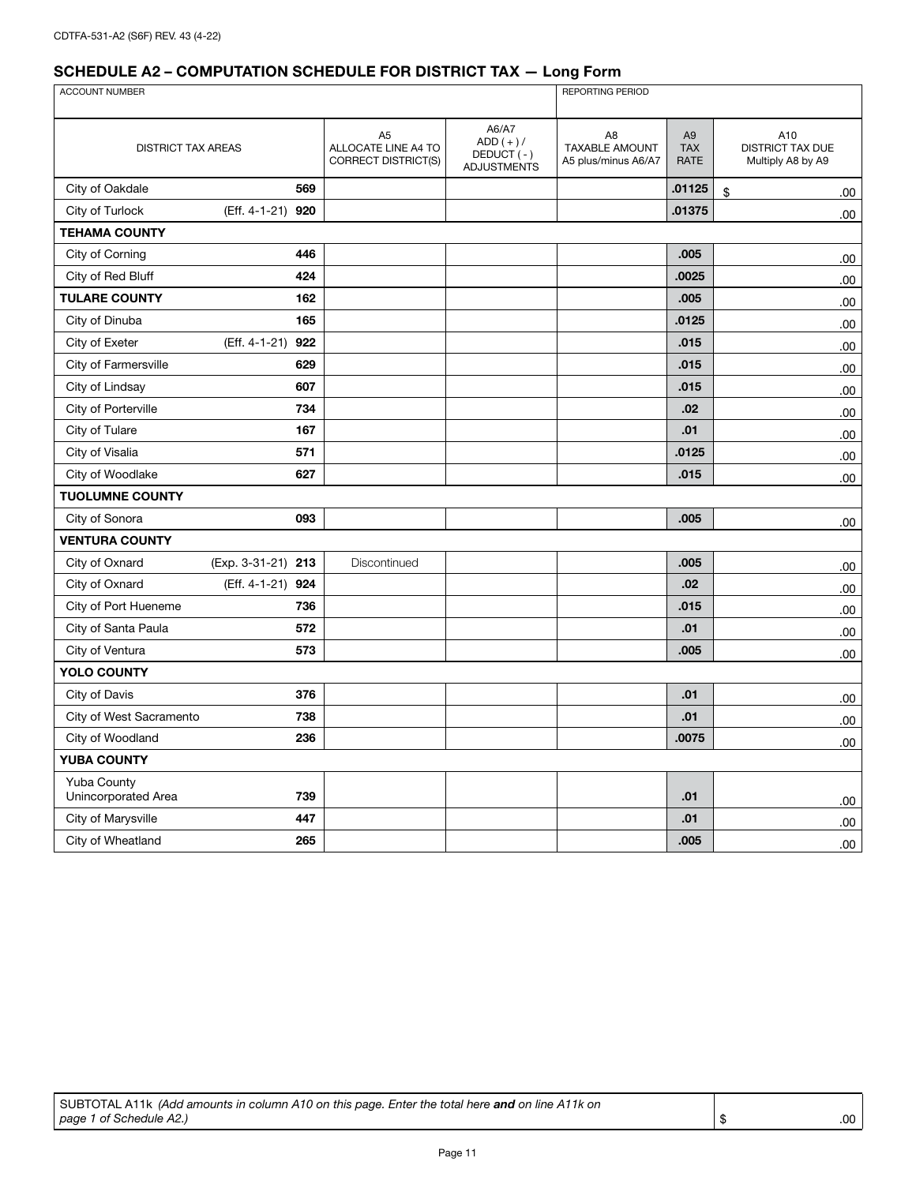CDTFA-531-A2 (S6F) REV. 43 (4-22)

## SCHEDULE A2 – COMPUTATION SCHEDULE FOR DISTRICT TAX — Long Form

| ACCOUNT NUMBER | | | | REPORTING PERIOD | | |
|---|---|---|---|---|---|---|
| | | | | | | |

| DISTRICT TAX AREAS | | A5 ALLOCATE LINE A4 TO CORRECT DISTRICT(S) | A6/A7 ADD ( + ) / DEDUCT ( - ) ADJUSTMENTS | A8 TAXABLE AMOUNT A5 plus/minus A6/A7 | A9 TAX RATE | A10 DISTRICT TAX DUE Multiply A8 by A9 |
|---|---|---|---|---|---|---|
| City of Oakdale | 569 | | | | .01125 | $ .00 |
| City of Turlock (Eff. 4-1-21) | 920 | | | | .01375 | .00 |
| **TEHAMA COUNTY** | | | | | | |
| City of Corning | 446 | | | | .005 | .00 |
| City of Red Bluff | 424 | | | | .0025 | .00 |
| **TULARE COUNTY** | 162 | | | | .005 | .00 |
| City of Dinuba | 165 | | | | .0125 | .00 |
| City of Exeter (Eff. 4-1-21) | 922 | | | | .015 | .00 |
| City of Farmersville | 629 | | | | .015 | .00 |
| City of Lindsay | 607 | | | | .015 | .00 |
| City of Porterville | 734 | | | | .02 | .00 |
| City of Tulare | 167 | | | | .01 | .00 |
| City of Visalia | 571 | | | | .0125 | .00 |
| City of Woodlake | 627 | | | | .015 | .00 |
| **TUOLUMNE COUNTY** | | | | | | |
| City of Sonora | 093 | | | | .005 | .00 |
| **VENTURA COUNTY** | | | | | | |
| City of Oxnard (Exp. 3-31-21) | 213 | Discontinued | | | .005 | .00 |
| City of Oxnard (Eff. 4-1-21) | 924 | | | | .02 | .00 |
| City of Port Hueneme | 736 | | | | .015 | .00 |
| City of Santa Paula | 572 | | | | .01 | .00 |
| City of Ventura | 573 | | | | .005 | .00 |
| **YOLO COUNTY** | | | | | | |
| City of Davis | 376 | | | | .01 | .00 |
| City of West Sacramento | 738 | | | | .01 | .00 |
| City of Woodland | 236 | | | | .0075 | .00 |
| **YUBA COUNTY** | | | | | | |
| Yuba County Unincorporated Area | 739 | | | | .01 | .00 |
| City of Marysville | 447 | | | | .01 | .00 |
| City of Wheatland | 265 | | | | .005 | .00 |

| SUBTOTAL A11k *(Add amounts in column A10 on this page. Enter the total here **and** on line A11k on page 1 of Schedule A2.)* | $ .00 |
|---|---|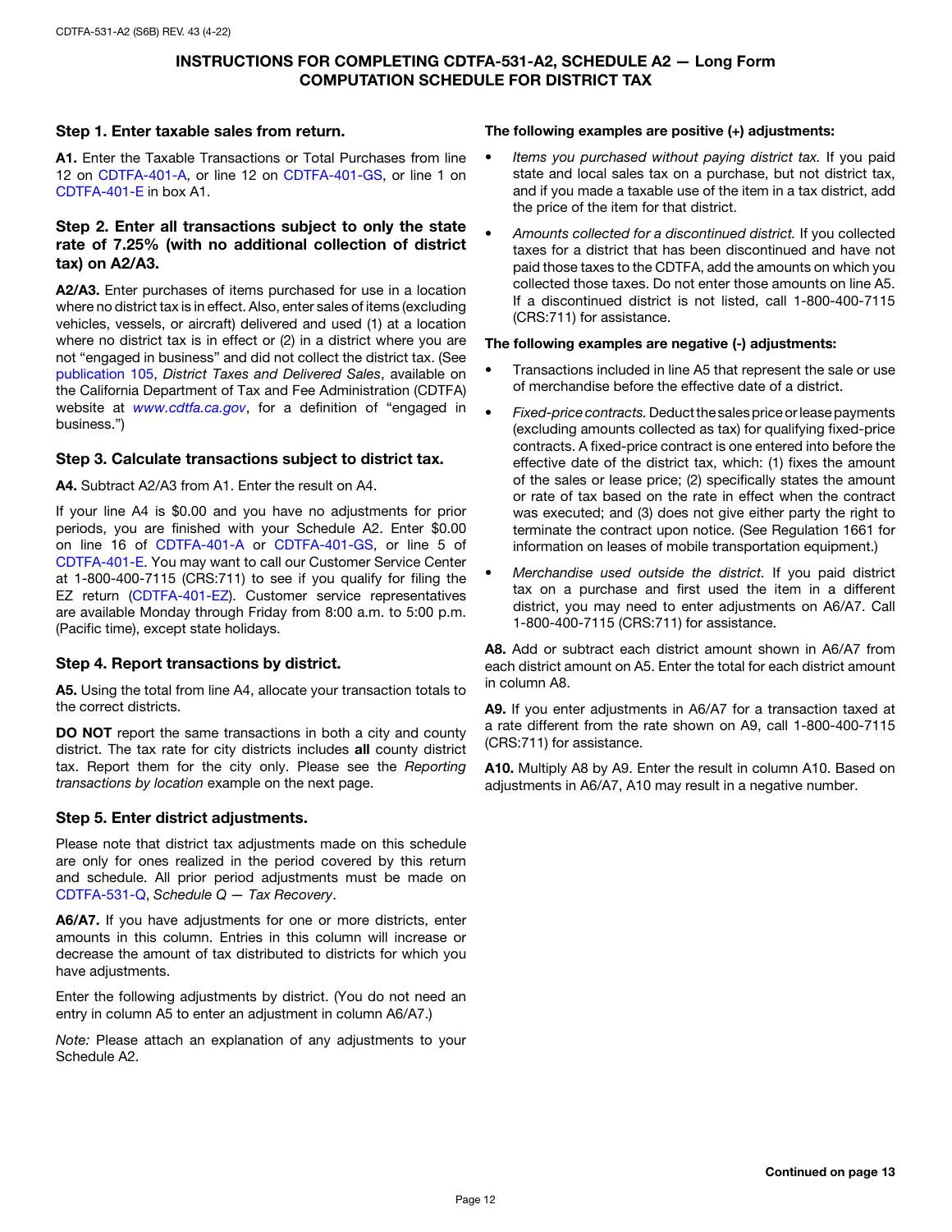# INSTRUCTIONS FOR COMPLETING CDTFA-531-A2, SCHEDULE A2 — Long Form
# COMPUTATION SCHEDULE FOR DISTRICT TAX

### Step 1. Enter taxable sales from return.

**A1.** Enter the Taxable Transactions or Total Purchases from line 12 on CDTFA-401-A, or line 12 on CDTFA-401-GS, or line 1 on CDTFA-401-E in box A1.

### Step 2. Enter all transactions subject to only the state rate of 7.25% (with no additional collection of district tax) on A2/A3.

**A2/A3.** Enter purchases of items purchased for use in a location where no district tax is in effect. Also, enter sales of items (excluding vehicles, vessels, or aircraft) delivered and used (1) at a location where no district tax is in effect or (2) in a district where you are not "engaged in business" and did not collect the district tax. (See publication 105, *District Taxes and Delivered Sales*, available on the California Department of Tax and Fee Administration (CDTFA) website at *www.cdtfa.ca.gov*, for a definition of "engaged in business.")

### Step 3. Calculate transactions subject to district tax.

**A4.** Subtract A2/A3 from A1. Enter the result on A4.

If your line A4 is $0.00 and you have no adjustments for prior periods, you are finished with your Schedule A2. Enter $0.00 on line 16 of CDTFA-401-A or CDTFA-401-GS, or line 5 of CDTFA-401-E. You may want to call our Customer Service Center at 1-800-400-7115 (CRS:711) to see if you qualify for filing the EZ return (CDTFA-401-EZ). Customer service representatives are available Monday through Friday from 8:00 a.m. to 5:00 p.m. (Pacific time), except state holidays.

### Step 4. Report transactions by district.

**A5.** Using the total from line A4, allocate your transaction totals to the correct districts.

**DO NOT** report the same transactions in both a city and county district. The tax rate for city districts includes **all** county district tax. Report them for the city only. Please see the *Reporting transactions by location* example on the next page.

### Step 5. Enter district adjustments.

Please note that district tax adjustments made on this schedule are only for ones realized in the period covered by this return and schedule. All prior period adjustments must be made on CDTFA-531-Q, *Schedule Q — Tax Recovery*.

**A6/A7.** If you have adjustments for one or more districts, enter amounts in this column. Entries in this column will increase or decrease the amount of tax distributed to districts for which you have adjustments.

Enter the following adjustments by district. (You do not need an entry in column A5 to enter an adjustment in column A6/A7.)

*Note:* Please attach an explanation of any adjustments to your Schedule A2.

**The following examples are positive (+) adjustments:**

- *Items you purchased without paying district tax.* If you paid state and local sales tax on a purchase, but not district tax, and if you made a taxable use of the item in a tax district, add the price of the item for that district.
- *Amounts collected for a discontinued district.* If you collected taxes for a district that has been discontinued and have not paid those taxes to the CDTFA, add the amounts on which you collected those taxes. Do not enter those amounts on line A5. If a discontinued district is not listed, call 1-800-400-7115 (CRS:711) for assistance.

**The following examples are negative (-) adjustments:**

- Transactions included in line A5 that represent the sale or use of merchandise before the effective date of a district.
- *Fixed-price contracts.* Deduct the sales price or lease payments (excluding amounts collected as tax) for qualifying fixed-price contracts. A fixed-price contract is one entered into before the effective date of the district tax, which: (1) fixes the amount of the sales or lease price; (2) specifically states the amount or rate of tax based on the rate in effect when the contract was executed; and (3) does not give either party the right to terminate the contract upon notice. (See Regulation 1661 for information on leases of mobile transportation equipment.)
- *Merchandise used outside the district.* If you paid district tax on a purchase and first used the item in a different district, you may need to enter adjustments on A6/A7. Call 1-800-400-7115 (CRS:711) for assistance.

**A8.** Add or subtract each district amount shown in A6/A7 from each district amount on A5. Enter the total for each district amount in column A8.

**A9.** If you enter adjustments in A6/A7 for a transaction taxed at a rate different from the rate shown on A9, call 1-800-400-7115 (CRS:711) for assistance.

**A10.** Multiply A8 by A9. Enter the result in column A10. Based on adjustments in A6/A7, A10 may result in a negative number.

**Continued on page 13**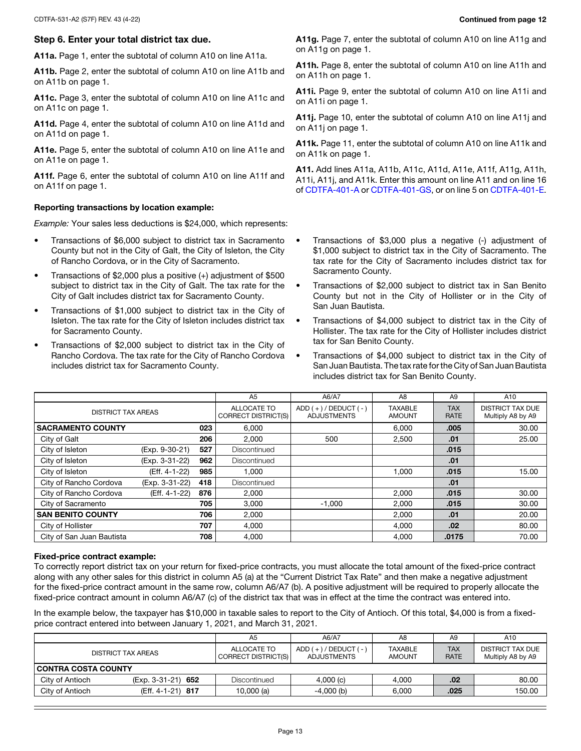## Step 6. Enter your total district tax due.

**A11a.** Page 1, enter the subtotal of column A10 on line A11a.

**A11b.** Page 2, enter the subtotal of column A10 on line A11b and on A11b on page 1.

**A11c.** Page 3, enter the subtotal of column A10 on line A11c and on A11c on page 1.

**A11d.** Page 4, enter the subtotal of column A10 on line A11d and on A11d on page 1.

**A11e.** Page 5, enter the subtotal of column A10 on line A11e and on A11e on page 1.

**A11f.** Page 6, enter the subtotal of column A10 on line A11f and on A11f on page 1.

**A11g.** Page 7, enter the subtotal of column A10 on line A11g and on A11g on page 1.

**A11h.** Page 8, enter the subtotal of column A10 on line A11h and on A11h on page 1.

**A11i.** Page 9, enter the subtotal of column A10 on line A11i and on A11i on page 1.

**A11j.** Page 10, enter the subtotal of column A10 on line A11j and on A11j on page 1.

**A11k.** Page 11, enter the subtotal of column A10 on line A11k and on A11k on page 1.

**A11.** Add lines A11a, A11b, A11c, A11d, A11e, A11f, A11g, A11h, A11i, A11j, and A11k. Enter this amount on line A11 and on line 16 of CDTFA-401-A or CDTFA-401-GS, or on line 5 on CDTFA-401-E.

**Reporting transactions by location example:**

*Example:* Your sales less deductions is $24,000, which represents:

- Transactions of $6,000 subject to district tax in Sacramento County but not in the City of Galt, the City of Isleton, the City of Rancho Cordova, or in the City of Sacramento.
- Transactions of $2,000 plus a positive (+) adjustment of $500 subject to district tax in the City of Galt. The tax rate for the City of Galt includes district tax for Sacramento County.
- Transactions of $1,000 subject to district tax in the City of Isleton. The tax rate for the City of Isleton includes district tax for Sacramento County.
- Transactions of $2,000 subject to district tax in the City of Rancho Cordova. The tax rate for the City of Rancho Cordova includes district tax for Sacramento County.
- Transactions of $3,000 plus a negative (-) adjustment of $1,000 subject to district tax in the City of Sacramento. The tax rate for the City of Sacramento includes district tax for Sacramento County.
- Transactions of $2,000 subject to district tax in San Benito County but not in the City of Hollister or in the City of San Juan Bautista.
- Transactions of $4,000 subject to district tax in the City of Hollister. The tax rate for the City of Hollister includes district tax for San Benito County.
- Transactions of $4,000 subject to district tax in the City of San Juan Bautista. The tax rate for the City of San Juan Bautista includes district tax for San Benito County.

| DISTRICT TAX AREAS | | | A5 ALLOCATE TO CORRECT DISTRICT(S) | A6/A7 ADD ( + ) / DEDUCT ( - ) ADJUSTMENTS | A8 TAXABLE AMOUNT | A9 TAX RATE | A10 DISTRICT TAX DUE Multiply A8 by A9 |
|---|---|---|---|---|---|---|---|
| **SACRAMENTO COUNTY** | | **023** | 6,000 | | 6,000 | **.005** | 30.00 |
| City of Galt | | **206** | 2,000 | 500 | 2,500 | **.01** | 25.00 |
| City of Isleton | (Exp. 9-30-21) | **527** | Discontinued | | | **.015** | |
| City of Isleton | (Exp. 3-31-22) | **962** | Discontinued | | | **.01** | |
| City of Isleton | (Eff. 4-1-22) | **985** | 1,000 | | 1,000 | **.015** | 15.00 |
| City of Rancho Cordova | (Exp. 3-31-22) | **418** | Discontinued | | | **.01** | |
| City of Rancho Cordova | (Eff. 4-1-22) | **876** | 2,000 | | 2,000 | **.015** | 30.00 |
| City of Sacramento | | **705** | 3,000 | -1,000 | 2,000 | **.015** | 30.00 |
| **SAN BENITO COUNTY** | | **706** | 2,000 | | 2,000 | **.01** | 20.00 |
| City of Hollister | | **707** | 4,000 | | 4,000 | **.02** | 80.00 |
| City of San Juan Bautista | | **708** | 4,000 | | 4,000 | **.0175** | 70.00 |

**Fixed-price contract example:**

To correctly report district tax on your return for fixed-price contracts, you must allocate the total amount of the fixed-price contract along with any other sales for this district in column A5 (a) at the "Current District Tax Rate" and then make a negative adjustment for the fixed-price contract amount in the same row, column A6/A7 (b). A positive adjustment will be required to properly allocate the fixed-price contract amount in column A6/A7 (c) of the district tax that was in effect at the time the contract was entered into.

In the example below, the taxpayer has $10,000 in taxable sales to report to the City of Antioch. Of this total, $4,000 is from a fixed-price contract entered into between January 1, 2021, and March 31, 2021.

| DISTRICT TAX AREAS | | | A5 ALLOCATE TO CORRECT DISTRICT(S) | A6/A7 ADD ( + ) / DEDUCT ( - ) ADJUSTMENTS | A8 TAXABLE AMOUNT | A9 TAX RATE | A10 DISTRICT TAX DUE Multiply A8 by A9 |
|---|---|---|---|---|---|---|---|
| **CONTRA COSTA COUNTY** | | | | | | | |
| City of Antioch | (Exp. 3-31-21) | **652** | Discontinued | 4,000 (c) | 4,000 | **.02** | 80.00 |
| City of Antioch | (Eff. 4-1-21) | **817** | 10,000 (a) | -4,000 (b) | 6,000 | **.025** | 150.00 |